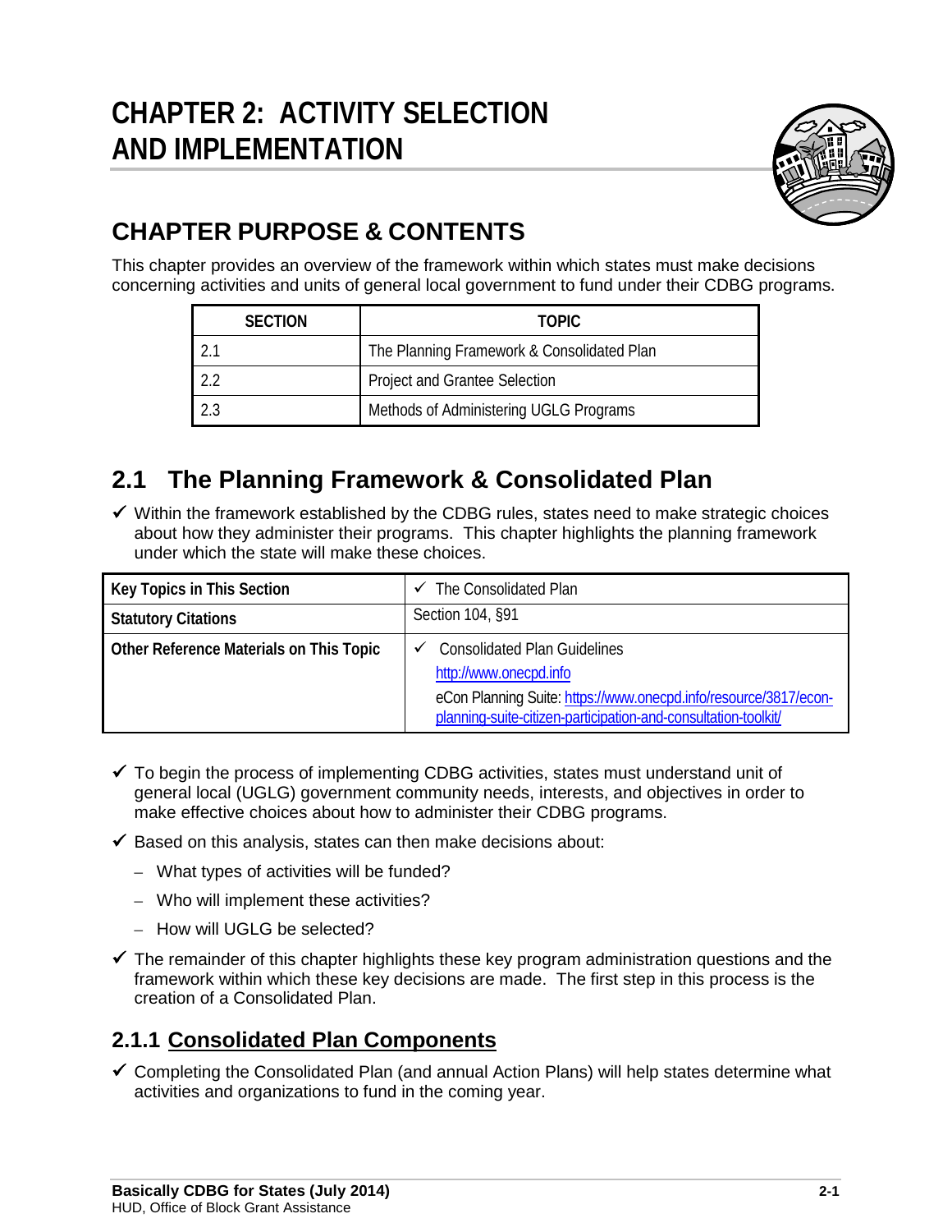# CHAPTER 2: ACTIVITY SELECTION AND IMPLEMENTATION

## CHAPTER PURPOSE & CONTENTS

This chapter provides an overview of the framework within which states must make decisions concerning activities and units of general local government to fund under their CDBG programs.

| SECTION | TOPIC |
|---|---|
| 2.1 | The Planning Framework & Consolidated Plan |
| 2.2 | Project and Grantee Selection |
| 2.3 | Methods of Administering UGLG Programs |

## 2.1 The Planning Framework & Consolidated Plan

✓ Within the framework established by the CDBG rules, states need to make strategic choices about how they administer their programs. This chapter highlights the planning framework under which the state will make these choices.

| Key Topics in This Section | ✓ The Consolidated Plan |
|---|---|
| **Statutory Citations** | Section 104, §91 |
| **Other Reference Materials on This Topic** | ✓ Consolidated Plan Guidelines<br>http://www.onecpd.info<br>eCon Planning Suite: https://www.onecpd.info/resource/3817/econ-planning-suite-citizen-participation-and-consultation-toolkit/ |

✓ To begin the process of implementing CDBG activities, states must understand unit of general local (UGLG) government community needs, interests, and objectives in order to make effective choices about how to administer their CDBG programs.

✓ Based on this analysis, states can then make decisions about:

- What types of activities will be funded?
- Who will implement these activities?
- How will UGLG be selected?

✓ The remainder of this chapter highlights these key program administration questions and the framework within which these key decisions are made. The first step in this process is the creation of a Consolidated Plan.

### 2.1.1 Consolidated Plan Components

✓ Completing the Consolidated Plan (and annual Action Plans) will help states determine what activities and organizations to fund in the coming year.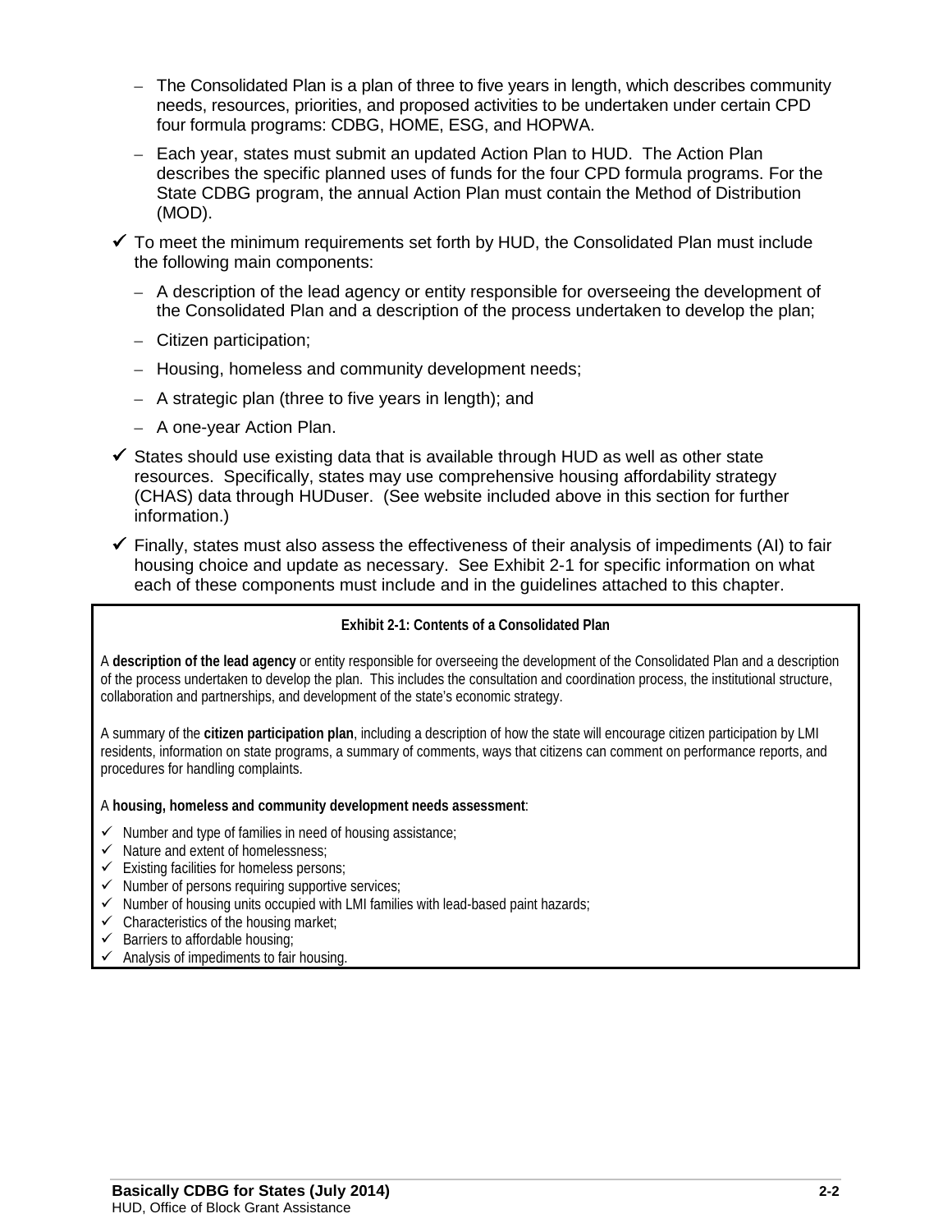- The Consolidated Plan is a plan of three to five years in length, which describes community needs, resources, priorities, and proposed activities to be undertaken under certain CPD four formula programs: CDBG, HOME, ESG, and HOPWA.
  - Each year, states must submit an updated Action Plan to HUD. The Action Plan describes the specific planned uses of funds for the four CPD formula programs. For the State CDBG program, the annual Action Plan must contain the Method of Distribution (MOD).

- ✓ To meet the minimum requirements set forth by HUD, the Consolidated Plan must include the following main components:
  - A description of the lead agency or entity responsible for overseeing the development of the Consolidated Plan and a description of the process undertaken to develop the plan;
  - Citizen participation;
  - Housing, homeless and community development needs;
  - A strategic plan (three to five years in length); and
  - A one-year Action Plan.
- ✓ States should use existing data that is available through HUD as well as other state resources. Specifically, states may use comprehensive housing affordability strategy (CHAS) data through HUDuser. (See website included above in this section for further information.)
- ✓ Finally, states must also assess the effectiveness of their analysis of impediments (AI) to fair housing choice and update as necessary. See Exhibit 2-1 for specific information on what each of these components must include and in the guidelines attached to this chapter.

**Exhibit 2-1: Contents of a Consolidated Plan**

A **description of the lead agency** or entity responsible for overseeing the development of the Consolidated Plan and a description of the process undertaken to develop the plan. This includes the consultation and coordination process, the institutional structure, collaboration and partnerships, and development of the state's economic strategy.

A summary of the **citizen participation plan**, including a description of how the state will encourage citizen participation by LMI residents, information on state programs, a summary of comments, ways that citizens can comment on performance reports, and procedures for handling complaints.

A **housing, homeless and community development needs assessment**:

- ✓ Number and type of families in need of housing assistance;
- ✓ Nature and extent of homelessness;
- ✓ Existing facilities for homeless persons;
- ✓ Number of persons requiring supportive services;
- ✓ Number of housing units occupied with LMI families with lead-based paint hazards;
- ✓ Characteristics of the housing market;
- ✓ Barriers to affordable housing;
- ✓ Analysis of impediments to fair housing.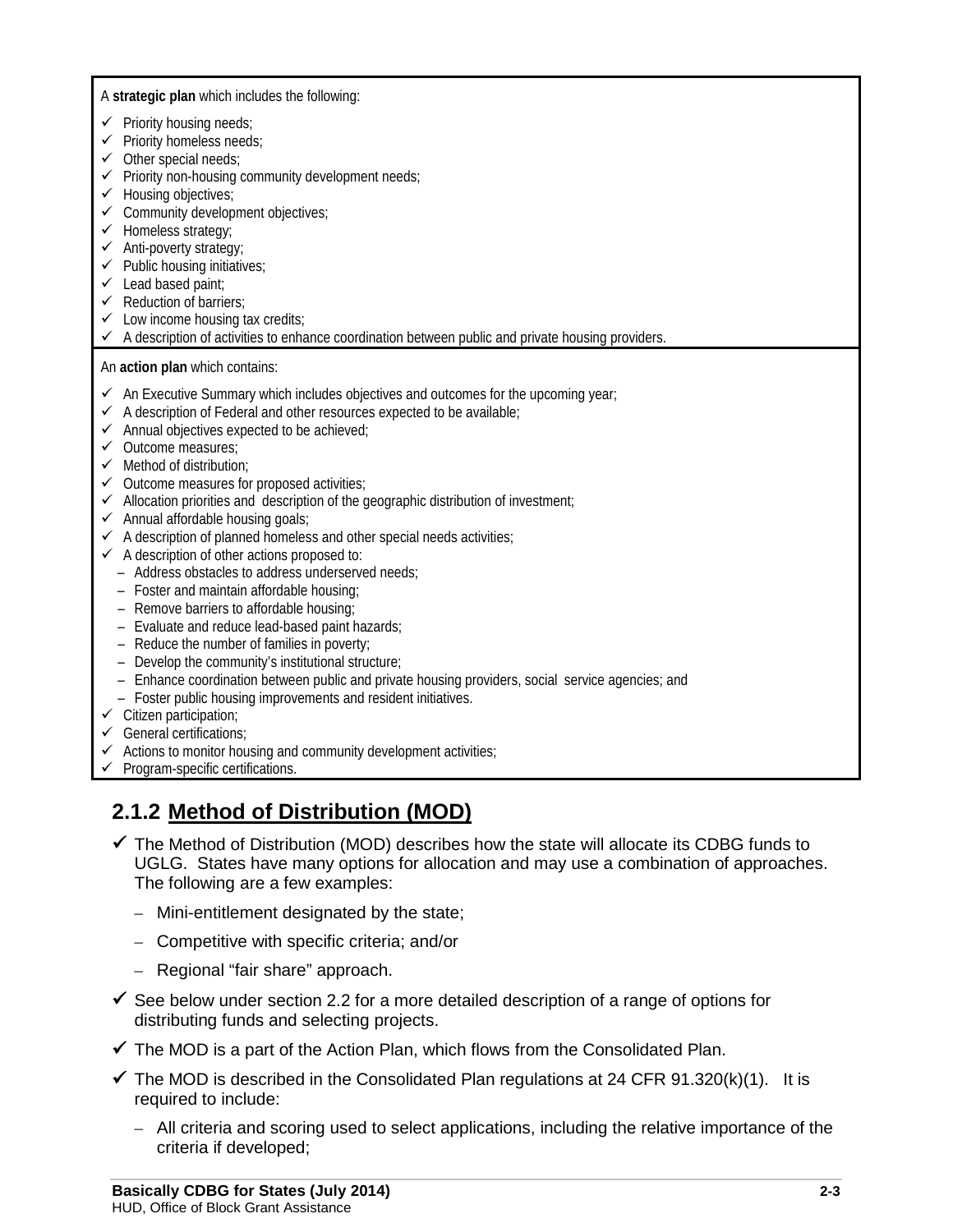| A **strategic plan** which includes the following: |
|---|
| ✓ Priority housing needs;<br>✓ Priority homeless needs;<br>✓ Other special needs;<br>✓ Priority non-housing community development needs;<br>✓ Housing objectives;<br>✓ Community development objectives;<br>✓ Homeless strategy;<br>✓ Anti-poverty strategy;<br>✓ Public housing initiatives;<br>✓ Lead based paint;<br>✓ Reduction of barriers;<br>✓ Low income housing tax credits;<br>✓ A description of activities to enhance coordination between public and private housing providers. |
| An **action plan** which contains: |
| ✓ An Executive Summary which includes objectives and outcomes for the upcoming year;<br>✓ A description of Federal and other resources expected to be available;<br>✓ Annual objectives expected to be achieved;<br>✓ Outcome measures;<br>✓ Method of distribution;<br>✓ Outcome measures for proposed activities;<br>✓ Allocation priorities and description of the geographic distribution of investment;<br>✓ Annual affordable housing goals;<br>✓ A description of planned homeless and other special needs activities;<br>✓ A description of other actions proposed to:<br>– Address obstacles to address underserved needs;<br>– Foster and maintain affordable housing;<br>– Remove barriers to affordable housing;<br>– Evaluate and reduce lead-based paint hazards;<br>– Reduce the number of families in poverty;<br>– Develop the community's institutional structure;<br>– Enhance coordination between public and private housing providers, social service agencies; and<br>– Foster public housing improvements and resident initiatives.<br>✓ Citizen participation;<br>✓ General certifications;<br>✓ Actions to monitor housing and community development activities;<br>✓ Program-specific certifications. |

### 2.1.2 Method of Distribution (MOD)

- ✓ The Method of Distribution (MOD) describes how the state will allocate its CDBG funds to UGLG. States have many options for allocation and may use a combination of approaches. The following are a few examples:
  - – Mini-entitlement designated by the state;
  - – Competitive with specific criteria; and/or
  - – Regional "fair share" approach.
- ✓ See below under section 2.2 for a more detailed description of a range of options for distributing funds and selecting projects.
- ✓ The MOD is a part of the Action Plan, which flows from the Consolidated Plan.
- ✓ The MOD is described in the Consolidated Plan regulations at 24 CFR 91.320(k)(1). It is required to include:
  - – All criteria and scoring used to select applications, including the relative importance of the criteria if developed;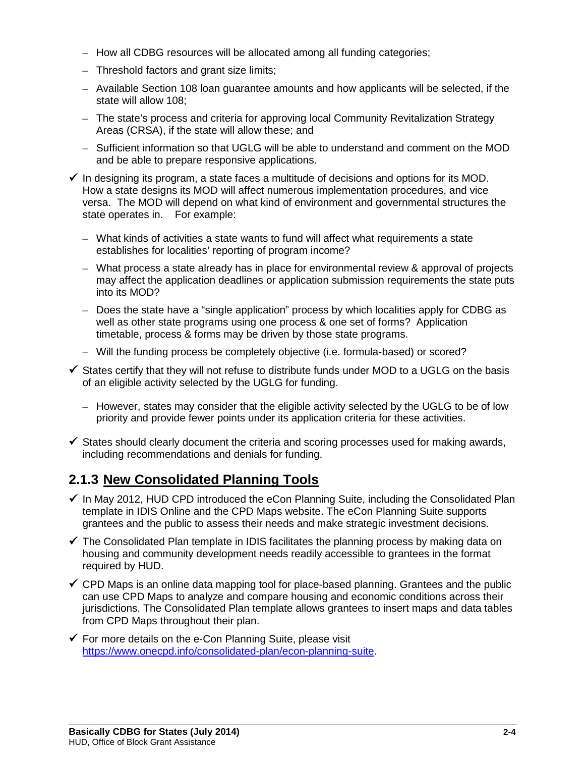- How all CDBG resources will be allocated among all funding categories;
  - Threshold factors and grant size limits;
  - Available Section 108 loan guarantee amounts and how applicants will be selected, if the state will allow 108;
  - The state's process and criteria for approving local Community Revitalization Strategy Areas (CRSA), if the state will allow these; and
  - Sufficient information so that UGLG will be able to understand and comment on the MOD and be able to prepare responsive applications.

- ✓ In designing its program, a state faces a multitude of decisions and options for its MOD. How a state designs its MOD will affect numerous implementation procedures, and vice versa. The MOD will depend on what kind of environment and governmental structures the state operates in. For example:
  - What kinds of activities a state wants to fund will affect what requirements a state establishes for localities' reporting of program income?
  - What process a state already has in place for environmental review & approval of projects may affect the application deadlines or application submission requirements the state puts into its MOD?
  - Does the state have a "single application" process by which localities apply for CDBG as well as other state programs using one process & one set of forms? Application timetable, process & forms may be driven by those state programs.
  - Will the funding process be completely objective (i.e. formula-based) or scored?
- ✓ States certify that they will not refuse to distribute funds under MOD to a UGLG on the basis of an eligible activity selected by the UGLG for funding.
  - However, states may consider that the eligible activity selected by the UGLG to be of low priority and provide fewer points under its application criteria for these activities.
- ✓ States should clearly document the criteria and scoring processes used for making awards, including recommendations and denials for funding.

## 2.1.3 New Consolidated Planning Tools

- ✓ In May 2012, HUD CPD introduced the eCon Planning Suite, including the Consolidated Plan template in IDIS Online and the CPD Maps website. The eCon Planning Suite supports grantees and the public to assess their needs and make strategic investment decisions.
- ✓ The Consolidated Plan template in IDIS facilitates the planning process by making data on housing and community development needs readily accessible to grantees in the format required by HUD.
- ✓ CPD Maps is an online data mapping tool for place-based planning. Grantees and the public can use CPD Maps to analyze and compare housing and economic conditions across their jurisdictions. The Consolidated Plan template allows grantees to insert maps and data tables from CPD Maps throughout their plan.
- ✓ For more details on the e-Con Planning Suite, please visit [https://www.onecpd.info/consolidated-plan/econ-planning-suite](https://www.onecpd.info/consolidated-plan/econ-planning-suite).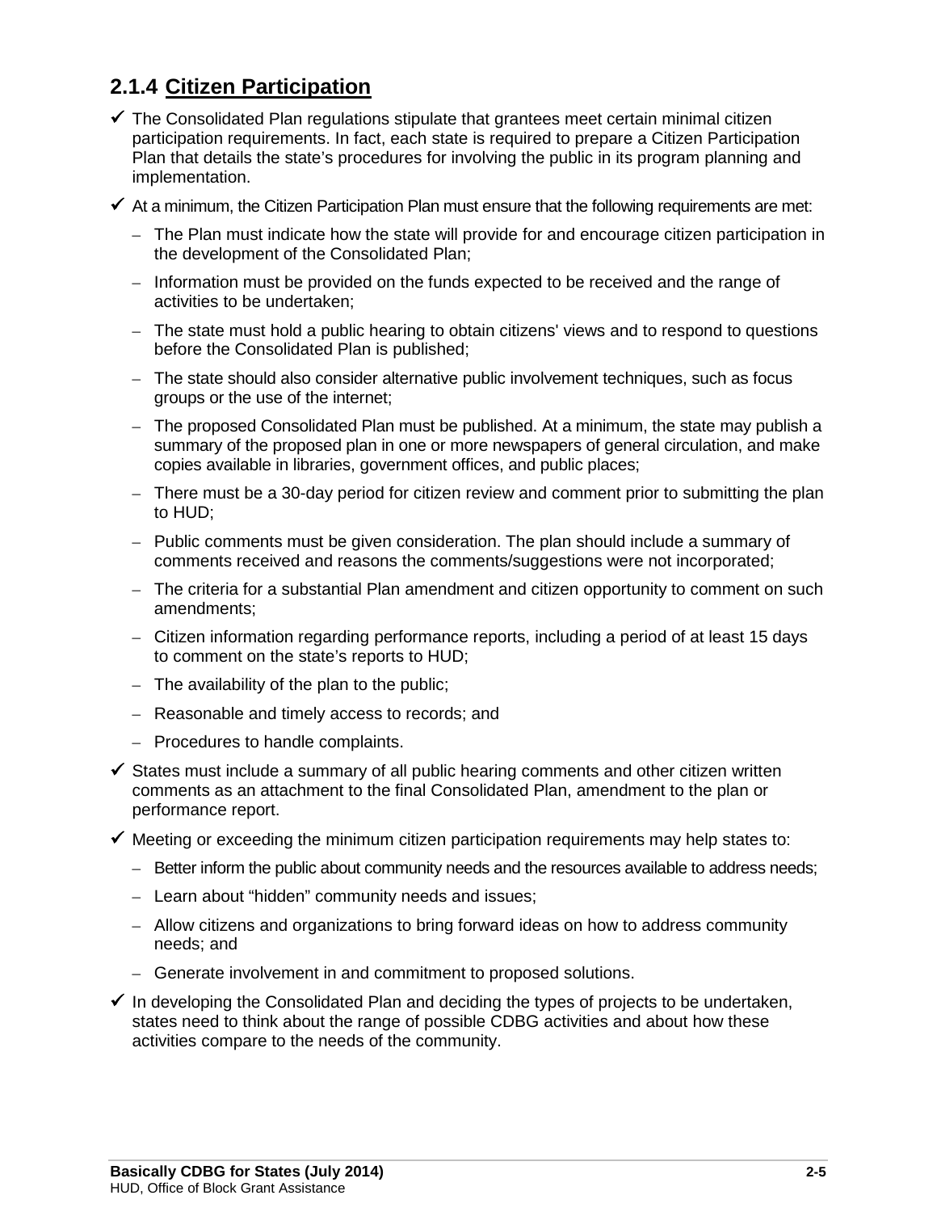### 2.1.4 Citizen Participation

- ✓ The Consolidated Plan regulations stipulate that grantees meet certain minimal citizen participation requirements. In fact, each state is required to prepare a Citizen Participation Plan that details the state's procedures for involving the public in its program planning and implementation.
- ✓ At a minimum, the Citizen Participation Plan must ensure that the following requirements are met:
  - The Plan must indicate how the state will provide for and encourage citizen participation in the development of the Consolidated Plan;
  - Information must be provided on the funds expected to be received and the range of activities to be undertaken;
  - The state must hold a public hearing to obtain citizens' views and to respond to questions before the Consolidated Plan is published;
  - The state should also consider alternative public involvement techniques, such as focus groups or the use of the internet;
  - The proposed Consolidated Plan must be published. At a minimum, the state may publish a summary of the proposed plan in one or more newspapers of general circulation, and make copies available in libraries, government offices, and public places;
  - There must be a 30-day period for citizen review and comment prior to submitting the plan to HUD;
  - Public comments must be given consideration. The plan should include a summary of comments received and reasons the comments/suggestions were not incorporated;
  - The criteria for a substantial Plan amendment and citizen opportunity to comment on such amendments;
  - Citizen information regarding performance reports, including a period of at least 15 days to comment on the state's reports to HUD;
  - The availability of the plan to the public;
  - Reasonable and timely access to records; and
  - Procedures to handle complaints.
- ✓ States must include a summary of all public hearing comments and other citizen written comments as an attachment to the final Consolidated Plan, amendment to the plan or performance report.
- ✓ Meeting or exceeding the minimum citizen participation requirements may help states to:
  - Better inform the public about community needs and the resources available to address needs;
  - Learn about "hidden" community needs and issues;
  - Allow citizens and organizations to bring forward ideas on how to address community needs; and
  - Generate involvement in and commitment to proposed solutions.
- ✓ In developing the Consolidated Plan and deciding the types of projects to be undertaken, states need to think about the range of possible CDBG activities and about how these activities compare to the needs of the community.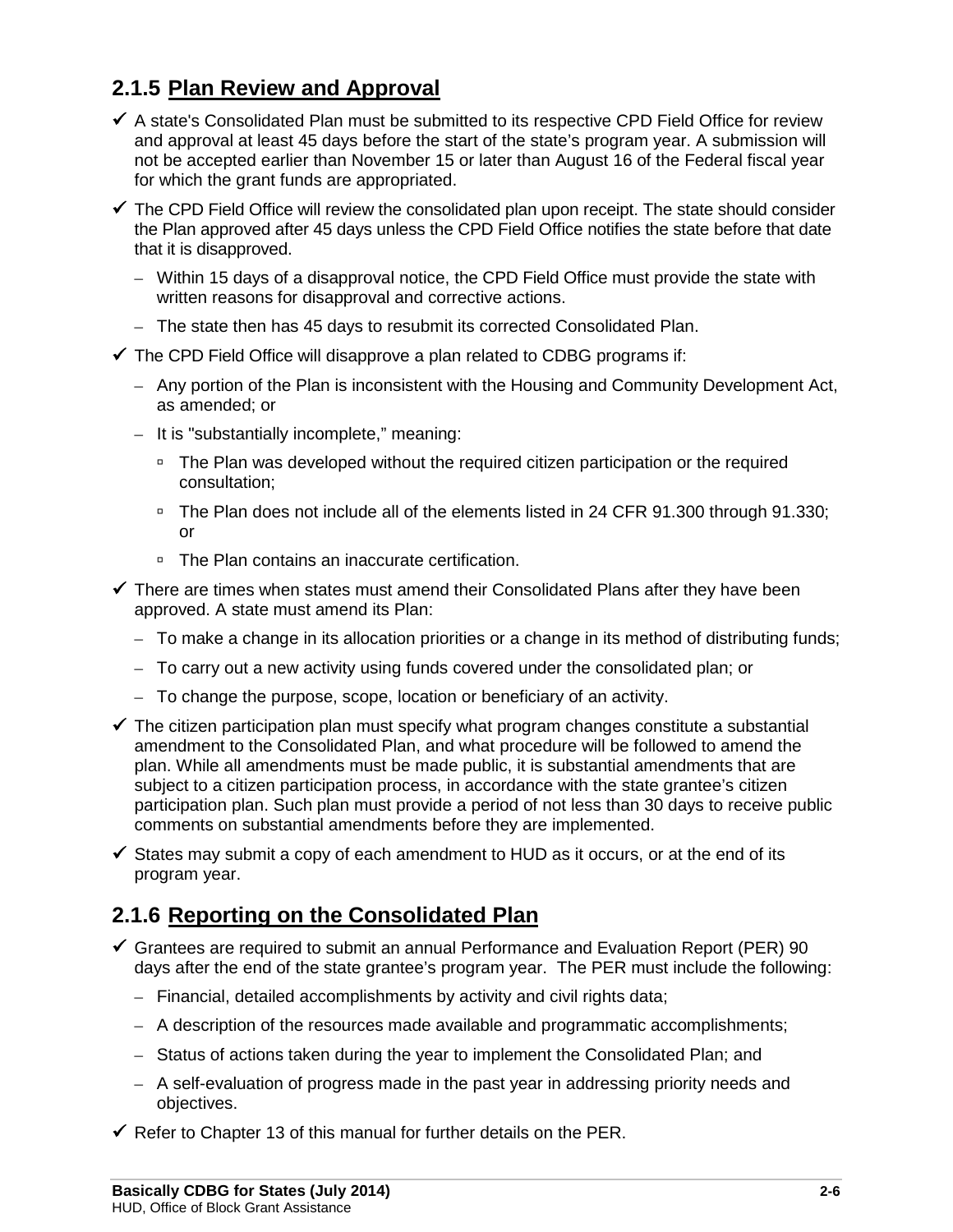## 2.1.5 Plan Review and Approval

- ✓ A state's Consolidated Plan must be submitted to its respective CPD Field Office for review and approval at least 45 days before the start of the state's program year. A submission will not be accepted earlier than November 15 or later than August 16 of the Federal fiscal year for which the grant funds are appropriated.
- ✓ The CPD Field Office will review the consolidated plan upon receipt. The state should consider the Plan approved after 45 days unless the CPD Field Office notifies the state before that date that it is disapproved.
  - Within 15 days of a disapproval notice, the CPD Field Office must provide the state with written reasons for disapproval and corrective actions.
  - The state then has 45 days to resubmit its corrected Consolidated Plan.
- ✓ The CPD Field Office will disapprove a plan related to CDBG programs if:
  - Any portion of the Plan is inconsistent with the Housing and Community Development Act, as amended; or
  - It is "substantially incomplete," meaning:
    - The Plan was developed without the required citizen participation or the required consultation;
    - The Plan does not include all of the elements listed in 24 CFR 91.300 through 91.330; or
    - The Plan contains an inaccurate certification.
- ✓ There are times when states must amend their Consolidated Plans after they have been approved. A state must amend its Plan:
  - To make a change in its allocation priorities or a change in its method of distributing funds;
  - To carry out a new activity using funds covered under the consolidated plan; or
  - To change the purpose, scope, location or beneficiary of an activity.
- ✓ The citizen participation plan must specify what program changes constitute a substantial amendment to the Consolidated Plan, and what procedure will be followed to amend the plan. While all amendments must be made public, it is substantial amendments that are subject to a citizen participation process, in accordance with the state grantee's citizen participation plan. Such plan must provide a period of not less than 30 days to receive public comments on substantial amendments before they are implemented.
- ✓ States may submit a copy of each amendment to HUD as it occurs, or at the end of its program year.

## 2.1.6 Reporting on the Consolidated Plan

- ✓ Grantees are required to submit an annual Performance and Evaluation Report (PER) 90 days after the end of the state grantee's program year. The PER must include the following:
  - Financial, detailed accomplishments by activity and civil rights data;
  - A description of the resources made available and programmatic accomplishments;
  - Status of actions taken during the year to implement the Consolidated Plan; and
  - A self-evaluation of progress made in the past year in addressing priority needs and objectives.
- ✓ Refer to Chapter 13 of this manual for further details on the PER.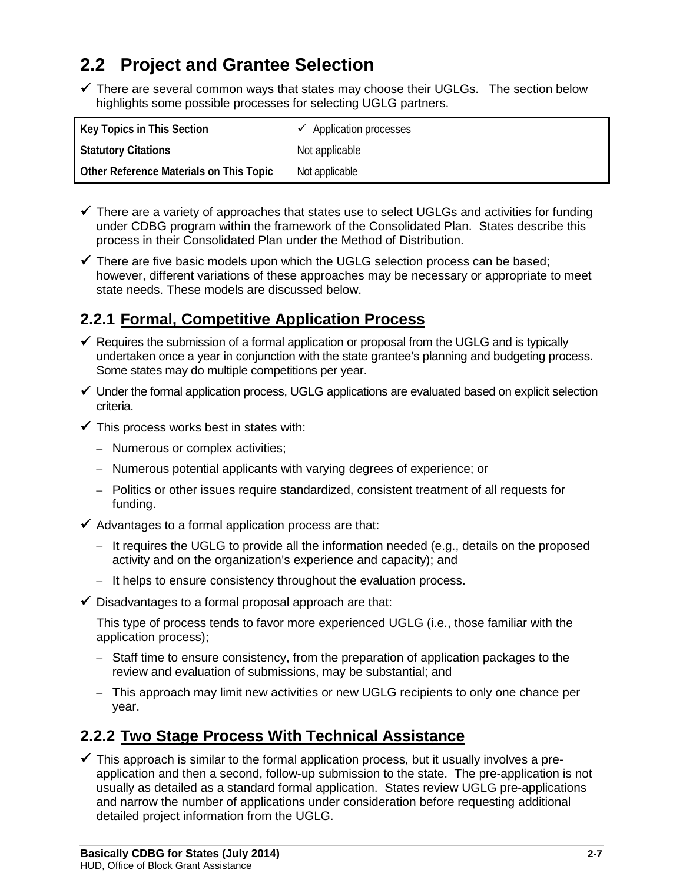## 2.2 Project and Grantee Selection

- ✓ There are several common ways that states may choose their UGLGs. The section below highlights some possible processes for selecting UGLG partners.

| Key Topics in This Section | ✓ Application processes |
|---|---|
| Statutory Citations | Not applicable |
| Other Reference Materials on This Topic | Not applicable |

- ✓ There are a variety of approaches that states use to select UGLGs and activities for funding under CDBG program within the framework of the Consolidated Plan. States describe this process in their Consolidated Plan under the Method of Distribution.
- ✓ There are five basic models upon which the UGLG selection process can be based; however, different variations of these approaches may be necessary or appropriate to meet state needs. These models are discussed below.

### 2.2.1 Formal, Competitive Application Process

- ✓ Requires the submission of a formal application or proposal from the UGLG and is typically undertaken once a year in conjunction with the state grantee's planning and budgeting process. Some states may do multiple competitions per year.
- ✓ Under the formal application process, UGLG applications are evaluated based on explicit selection criteria.
- ✓ This process works best in states with:
  - Numerous or complex activities;
  - Numerous potential applicants with varying degrees of experience; or
  - Politics or other issues require standardized, consistent treatment of all requests for funding.
- ✓ Advantages to a formal application process are that:
  - It requires the UGLG to provide all the information needed (e.g., details on the proposed activity and on the organization's experience and capacity); and
  - It helps to ensure consistency throughout the evaluation process.
- ✓ Disadvantages to a formal proposal approach are that:

  This type of process tends to favor more experienced UGLG (i.e., those familiar with the application process);

  - Staff time to ensure consistency, from the preparation of application packages to the review and evaluation of submissions, may be substantial; and
  - This approach may limit new activities or new UGLG recipients to only one chance per year.

### 2.2.2 Two Stage Process With Technical Assistance

- ✓ This approach is similar to the formal application process, but it usually involves a pre-application and then a second, follow-up submission to the state. The pre-application is not usually as detailed as a standard formal application. States review UGLG pre-applications and narrow the number of applications under consideration before requesting additional detailed project information from the UGLG.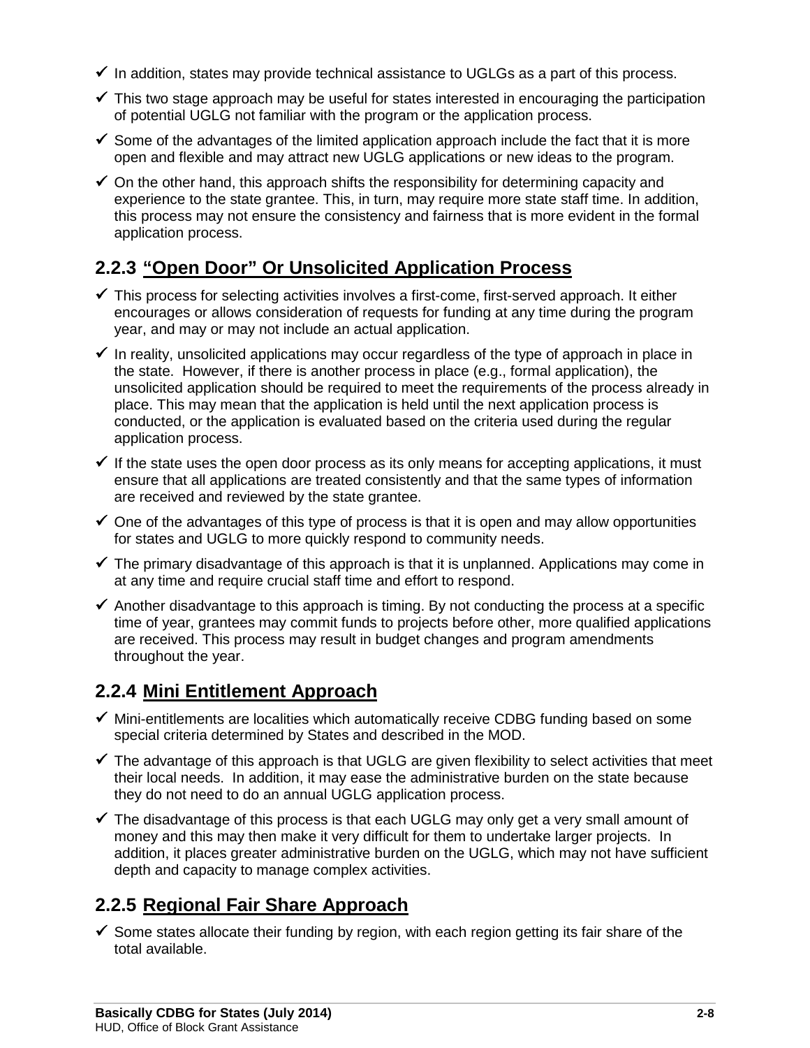- ✓ In addition, states may provide technical assistance to UGLGs as a part of this process.
- ✓ This two stage approach may be useful for states interested in encouraging the participation of potential UGLG not familiar with the program or the application process.
- ✓ Some of the advantages of the limited application approach include the fact that it is more open and flexible and may attract new UGLG applications or new ideas to the program.
- ✓ On the other hand, this approach shifts the responsibility for determining capacity and experience to the state grantee. This, in turn, may require more state staff time. In addition, this process may not ensure the consistency and fairness that is more evident in the formal application process.

### 2.2.3 "Open Door" Or Unsolicited Application Process

- ✓ This process for selecting activities involves a first-come, first-served approach. It either encourages or allows consideration of requests for funding at any time during the program year, and may or may not include an actual application.
- ✓ In reality, unsolicited applications may occur regardless of the type of approach in place in the state. However, if there is another process in place (e.g., formal application), the unsolicited application should be required to meet the requirements of the process already in place. This may mean that the application is held until the next application process is conducted, or the application is evaluated based on the criteria used during the regular application process.
- ✓ If the state uses the open door process as its only means for accepting applications, it must ensure that all applications are treated consistently and that the same types of information are received and reviewed by the state grantee.
- ✓ One of the advantages of this type of process is that it is open and may allow opportunities for states and UGLG to more quickly respond to community needs.
- ✓ The primary disadvantage of this approach is that it is unplanned. Applications may come in at any time and require crucial staff time and effort to respond.
- ✓ Another disadvantage to this approach is timing. By not conducting the process at a specific time of year, grantees may commit funds to projects before other, more qualified applications are received. This process may result in budget changes and program amendments throughout the year.

### 2.2.4 Mini Entitlement Approach

- ✓ Mini-entitlements are localities which automatically receive CDBG funding based on some special criteria determined by States and described in the MOD.
- ✓ The advantage of this approach is that UGLG are given flexibility to select activities that meet their local needs. In addition, it may ease the administrative burden on the state because they do not need to do an annual UGLG application process.
- ✓ The disadvantage of this process is that each UGLG may only get a very small amount of money and this may then make it very difficult for them to undertake larger projects. In addition, it places greater administrative burden on the UGLG, which may not have sufficient depth and capacity to manage complex activities.

### 2.2.5 Regional Fair Share Approach

- ✓ Some states allocate their funding by region, with each region getting its fair share of the total available.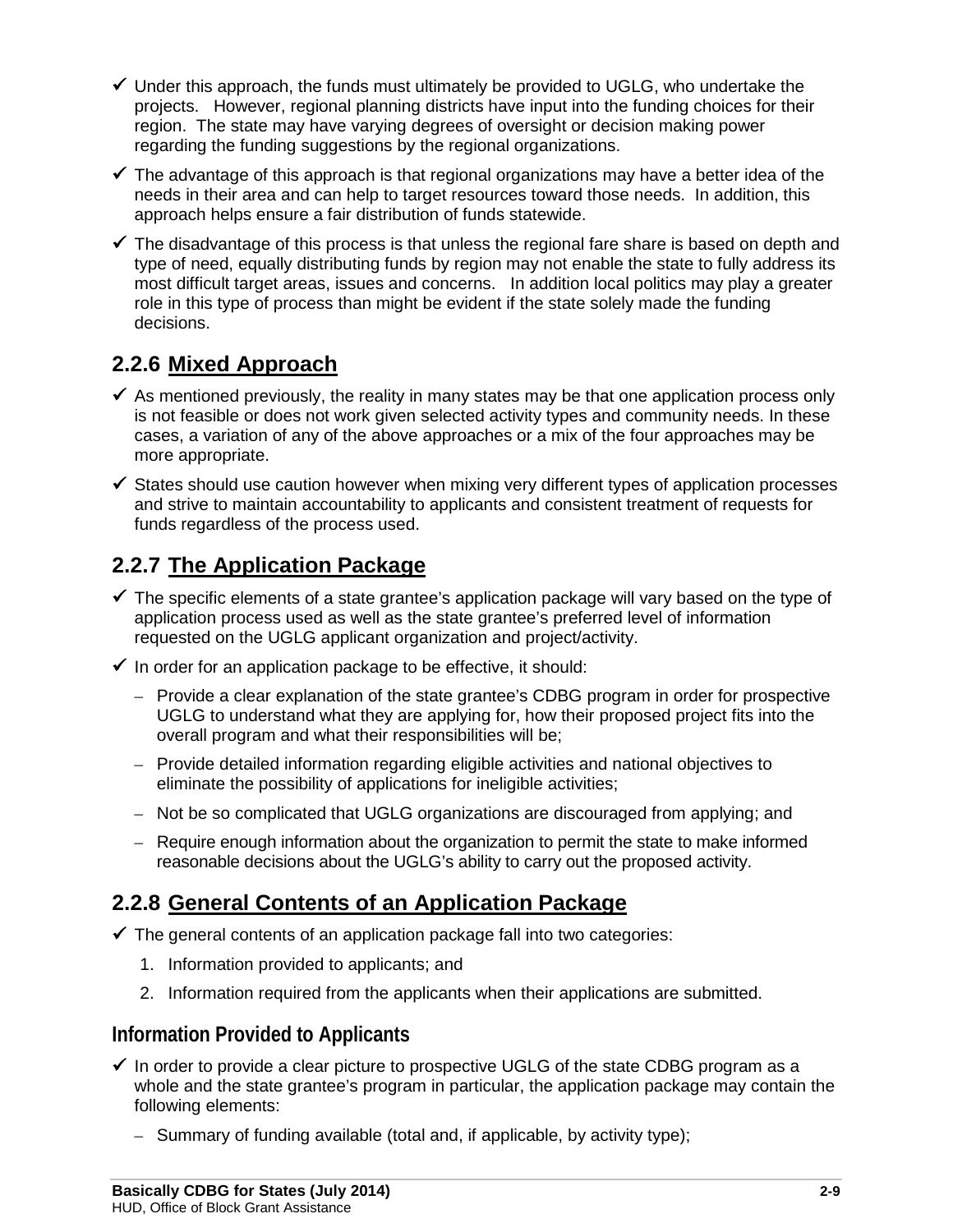- ✓ Under this approach, the funds must ultimately be provided to UGLG, who undertake the projects. However, regional planning districts have input into the funding choices for their region. The state may have varying degrees of oversight or decision making power regarding the funding suggestions by the regional organizations.
- ✓ The advantage of this approach is that regional organizations may have a better idea of the needs in their area and can help to target resources toward those needs. In addition, this approach helps ensure a fair distribution of funds statewide.
- ✓ The disadvantage of this process is that unless the regional fare share is based on depth and type of need, equally distributing funds by region may not enable the state to fully address its most difficult target areas, issues and concerns. In addition local politics may play a greater role in this type of process than might be evident if the state solely made the funding decisions.

## 2.2.6 Mixed Approach

- ✓ As mentioned previously, the reality in many states may be that one application process only is not feasible or does not work given selected activity types and community needs. In these cases, a variation of any of the above approaches or a mix of the four approaches may be more appropriate.
- ✓ States should use caution however when mixing very different types of application processes and strive to maintain accountability to applicants and consistent treatment of requests for funds regardless of the process used.

## 2.2.7 The Application Package

- ✓ The specific elements of a state grantee's application package will vary based on the type of application process used as well as the state grantee's preferred level of information requested on the UGLG applicant organization and project/activity.
- ✓ In order for an application package to be effective, it should:
  - Provide a clear explanation of the state grantee's CDBG program in order for prospective UGLG to understand what they are applying for, how their proposed project fits into the overall program and what their responsibilities will be;
  - Provide detailed information regarding eligible activities and national objectives to eliminate the possibility of applications for ineligible activities;
  - Not be so complicated that UGLG organizations are discouraged from applying; and
  - Require enough information about the organization to permit the state to make informed reasonable decisions about the UGLG's ability to carry out the proposed activity.

## 2.2.8 General Contents of an Application Package

- ✓ The general contents of an application package fall into two categories:
  1. Information provided to applicants; and
  2. Information required from the applicants when their applications are submitted.

### Information Provided to Applicants

- ✓ In order to provide a clear picture to prospective UGLG of the state CDBG program as a whole and the state grantee's program in particular, the application package may contain the following elements:
  - Summary of funding available (total and, if applicable, by activity type);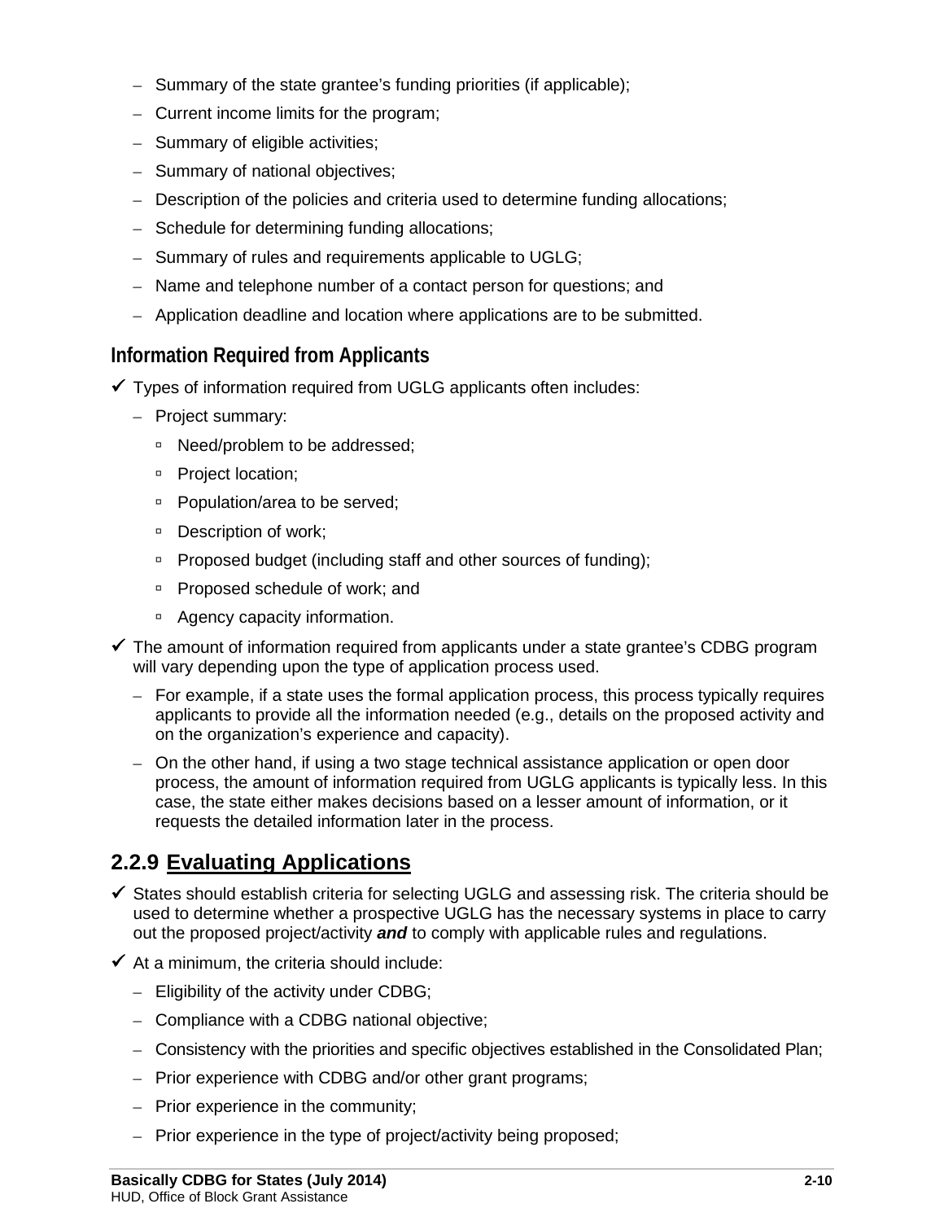- Summary of the state grantee's funding priorities (if applicable);
- Current income limits for the program;
- Summary of eligible activities;
- Summary of national objectives;
- Description of the policies and criteria used to determine funding allocations;
- Schedule for determining funding allocations;
- Summary of rules and requirements applicable to UGLG;
- Name and telephone number of a contact person for questions; and
- Application deadline and location where applications are to be submitted.

### Information Required from Applicants

- ✓ Types of information required from UGLG applicants often includes:
  - Project summary:
    - Need/problem to be addressed;
    - Project location;
    - Population/area to be served;
    - Description of work;
    - Proposed budget (including staff and other sources of funding);
    - Proposed schedule of work; and
    - Agency capacity information.
- ✓ The amount of information required from applicants under a state grantee's CDBG program will vary depending upon the type of application process used.
  - For example, if a state uses the formal application process, this process typically requires applicants to provide all the information needed (e.g., details on the proposed activity and on the organization's experience and capacity).
  - On the other hand, if using a two stage technical assistance application or open door process, the amount of information required from UGLG applicants is typically less. In this case, the state either makes decisions based on a lesser amount of information, or it requests the detailed information later in the process.

## 2.2.9 Evaluating Applications

- ✓ States should establish criteria for selecting UGLG and assessing risk. The criteria should be used to determine whether a prospective UGLG has the necessary systems in place to carry out the proposed project/activity ***and*** to comply with applicable rules and regulations.
- ✓ At a minimum, the criteria should include:
  - Eligibility of the activity under CDBG;
  - Compliance with a CDBG national objective;
  - Consistency with the priorities and specific objectives established in the Consolidated Plan;
  - Prior experience with CDBG and/or other grant programs;
  - Prior experience in the community;
  - Prior experience in the type of project/activity being proposed;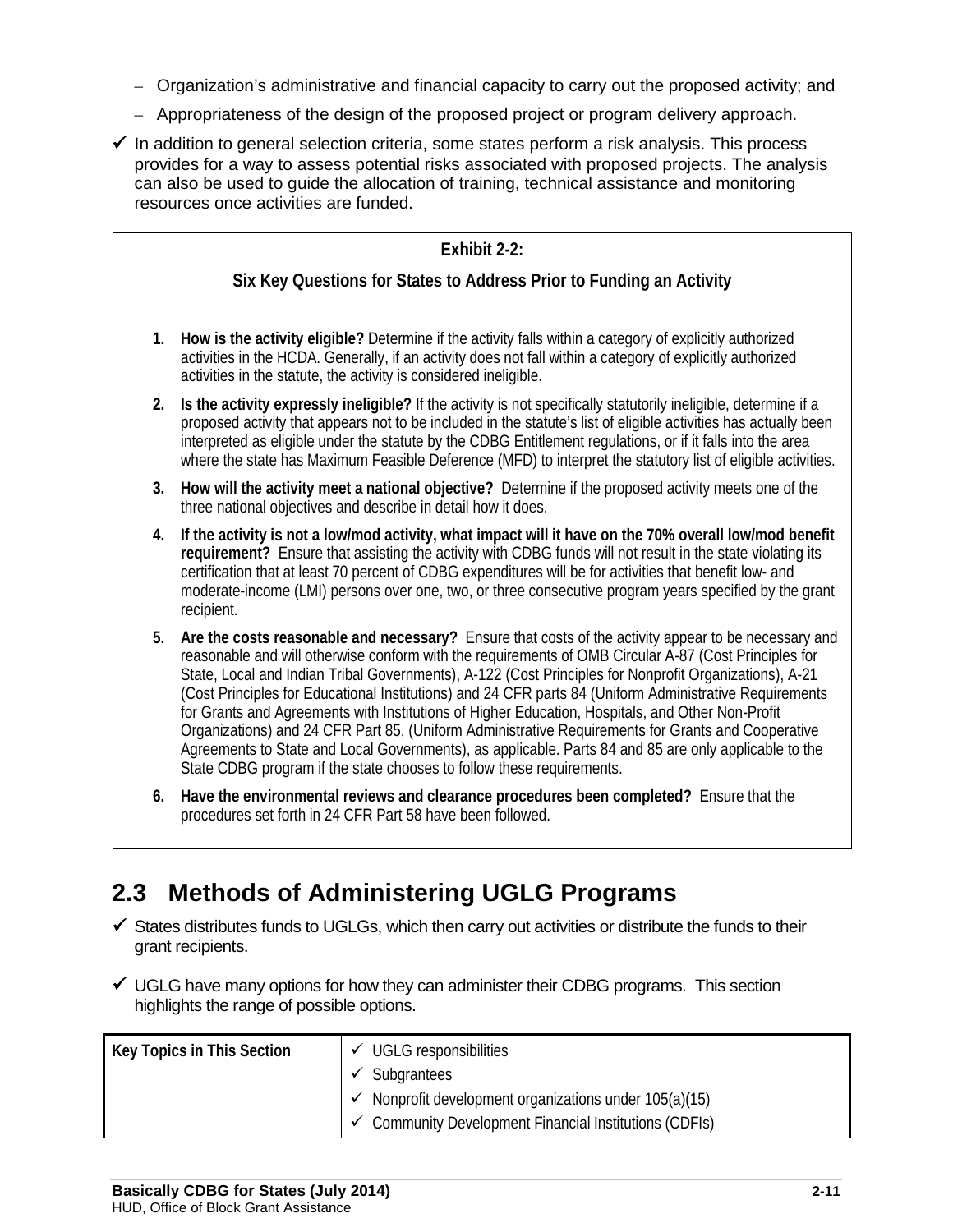- Organization's administrative and financial capacity to carry out the proposed activity; and
  - Appropriateness of the design of the proposed project or program delivery approach.
- ✓ In addition to general selection criteria, some states perform a risk analysis. This process provides for a way to assess potential risks associated with proposed projects. The analysis can also be used to guide the allocation of training, technical assistance and monitoring resources once activities are funded.

**Exhibit 2-2:**

**Six Key Questions for States to Address Prior to Funding an Activity**

1. **How is the activity eligible?** Determine if the activity falls within a category of explicitly authorized activities in the HCDA. Generally, if an activity does not fall within a category of explicitly authorized activities in the statute, the activity is considered ineligible.
2. **Is the activity expressly ineligible?** If the activity is not specifically statutorily ineligible, determine if a proposed activity that appears not to be included in the statute's list of eligible activities has actually been interpreted as eligible under the statute by the CDBG Entitlement regulations, or if it falls into the area where the state has Maximum Feasible Deference (MFD) to interpret the statutory list of eligible activities.
3. **How will the activity meet a national objective?** Determine if the proposed activity meets one of the three national objectives and describe in detail how it does.
4. **If the activity is not a low/mod activity, what impact will it have on the 70% overall low/mod benefit requirement?** Ensure that assisting the activity with CDBG funds will not result in the state violating its certification that at least 70 percent of CDBG expenditures will be for activities that benefit low- and moderate-income (LMI) persons over one, two, or three consecutive program years specified by the grant recipient.
5. **Are the costs reasonable and necessary?** Ensure that costs of the activity appear to be necessary and reasonable and will otherwise conform with the requirements of OMB Circular A-87 (Cost Principles for State, Local and Indian Tribal Governments), A-122 (Cost Principles for Nonprofit Organizations), A-21 (Cost Principles for Educational Institutions) and 24 CFR parts 84 (Uniform Administrative Requirements for Grants and Agreements with Institutions of Higher Education, Hospitals, and Other Non-Profit Organizations) and 24 CFR Part 85, (Uniform Administrative Requirements for Grants and Cooperative Agreements to State and Local Governments), as applicable. Parts 84 and 85 are only applicable to the State CDBG program if the state chooses to follow these requirements.
6. **Have the environmental reviews and clearance procedures been completed?** Ensure that the procedures set forth in 24 CFR Part 58 have been followed.

## 2.3 Methods of Administering UGLG Programs

- ✓ States distributes funds to UGLGs, which then carry out activities or distribute the funds to their grant recipients.
- ✓ UGLG have many options for how they can administer their CDBG programs. This section highlights the range of possible options.

| Key Topics in This Section | |
|---|---|
| | ✓ UGLG responsibilities<br>✓ Subgrantees<br>✓ Nonprofit development organizations under 105(a)(15)<br>✓ Community Development Financial Institutions (CDFIs) |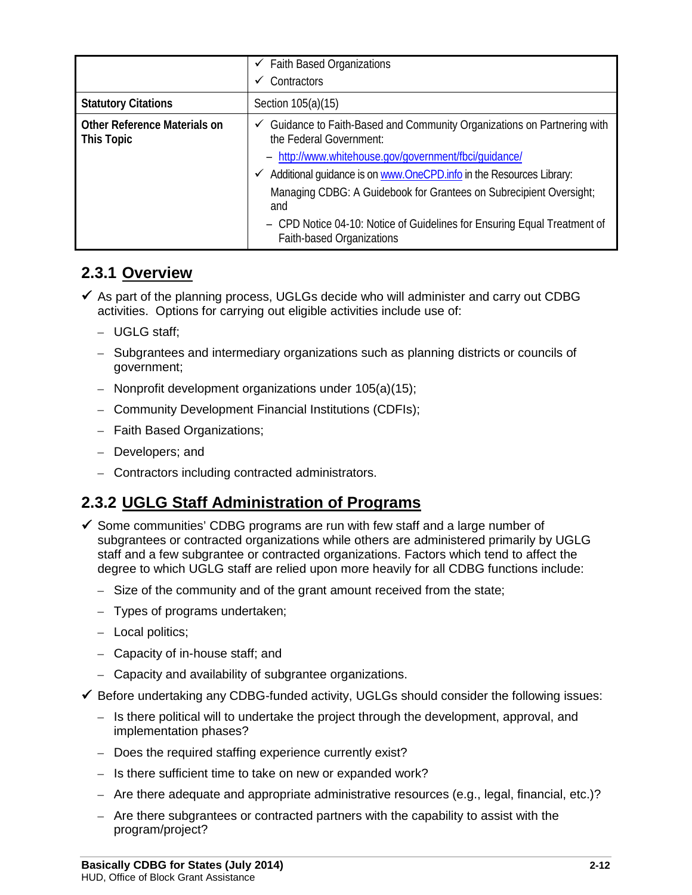| | |
|---|---|
| | ✓ Faith Based Organizations<br>✓ Contractors |
| **Statutory Citations** | Section 105(a)(15) |
| **Other Reference Materials on This Topic** | ✓ Guidance to Faith-Based and Community Organizations on Partnering with the Federal Government:<br>– http://www.whitehouse.gov/government/fbci/guidance/<br>✓ Additional guidance is on www.OneCPD.info in the Resources Library:<br>Managing CDBG: A Guidebook for Grantees on Subrecipient Oversight; and<br>– CPD Notice 04-10: Notice of Guidelines for Ensuring Equal Treatment of Faith-based Organizations |

## 2.3.1 Overview

- ✓ As part of the planning process, UGLGs decide who will administer and carry out CDBG activities. Options for carrying out eligible activities include use of:
  - UGLG staff;
  - Subgrantees and intermediary organizations such as planning districts or councils of government;
  - Nonprofit development organizations under 105(a)(15);
  - Community Development Financial Institutions (CDFIs);
  - Faith Based Organizations;
  - Developers; and
  - Contractors including contracted administrators.

## 2.3.2 UGLG Staff Administration of Programs

- ✓ Some communities' CDBG programs are run with few staff and a large number of subgrantees or contracted organizations while others are administered primarily by UGLG staff and a few subgrantee or contracted organizations. Factors which tend to affect the degree to which UGLG staff are relied upon more heavily for all CDBG functions include:
  - Size of the community and of the grant amount received from the state;
  - Types of programs undertaken;
  - Local politics;
  - Capacity of in-house staff; and
  - Capacity and availability of subgrantee organizations.
- ✓ Before undertaking any CDBG-funded activity, UGLGs should consider the following issues:
  - Is there political will to undertake the project through the development, approval, and implementation phases?
  - Does the required staffing experience currently exist?
  - Is there sufficient time to take on new or expanded work?
  - Are there adequate and appropriate administrative resources (e.g., legal, financial, etc.)?
  - Are there subgrantees or contracted partners with the capability to assist with the program/project?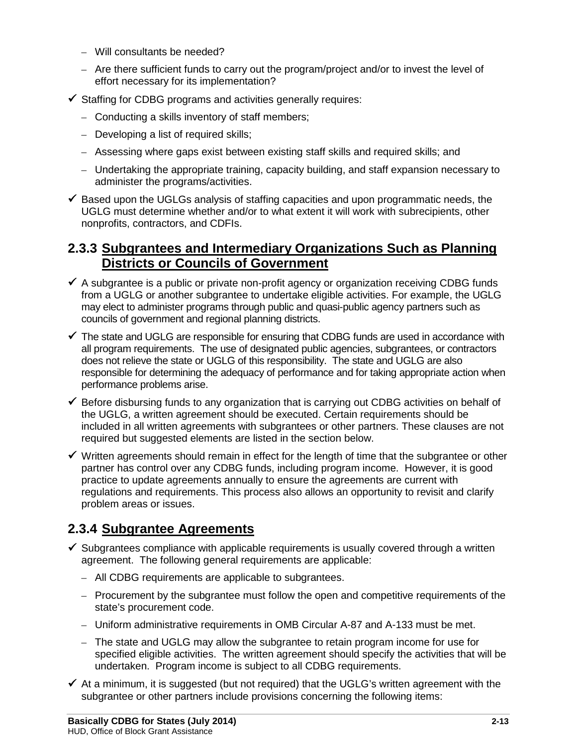- Will consultants be needed?
  - Are there sufficient funds to carry out the program/project and/or to invest the level of effort necessary for its implementation?

- ✓ Staffing for CDBG programs and activities generally requires:
  - Conducting a skills inventory of staff members;
  - Developing a list of required skills;
  - Assessing where gaps exist between existing staff skills and required skills; and
  - Undertaking the appropriate training, capacity building, and staff expansion necessary to administer the programs/activities.

- ✓ Based upon the UGLGs analysis of staffing capacities and upon programmatic needs, the UGLG must determine whether and/or to what extent it will work with subrecipients, other nonprofits, contractors, and CDFIs.

### 2.3.3 Subgrantees and Intermediary Organizations Such as Planning Districts or Councils of Government

- ✓ A subgrantee is a public or private non-profit agency or organization receiving CDBG funds from a UGLG or another subgrantee to undertake eligible activities. For example, the UGLG may elect to administer programs through public and quasi-public agency partners such as councils of government and regional planning districts.
- ✓ The state and UGLG are responsible for ensuring that CDBG funds are used in accordance with all program requirements. The use of designated public agencies, subgrantees, or contractors does not relieve the state or UGLG of this responsibility. The state and UGLG are also responsible for determining the adequacy of performance and for taking appropriate action when performance problems arise.
- ✓ Before disbursing funds to any organization that is carrying out CDBG activities on behalf of the UGLG, a written agreement should be executed. Certain requirements should be included in all written agreements with subgrantees or other partners. These clauses are not required but suggested elements are listed in the section below.
- ✓ Written agreements should remain in effect for the length of time that the subgrantee or other partner has control over any CDBG funds, including program income. However, it is good practice to update agreements annually to ensure the agreements are current with regulations and requirements. This process also allows an opportunity to revisit and clarify problem areas or issues.

### 2.3.4 Subgrantee Agreements

- ✓ Subgrantees compliance with applicable requirements is usually covered through a written agreement. The following general requirements are applicable:
  - All CDBG requirements are applicable to subgrantees.
  - Procurement by the subgrantee must follow the open and competitive requirements of the state's procurement code.
  - Uniform administrative requirements in OMB Circular A-87 and A-133 must be met.
  - The state and UGLG may allow the subgrantee to retain program income for use for specified eligible activities. The written agreement should specify the activities that will be undertaken. Program income is subject to all CDBG requirements.
- ✓ At a minimum, it is suggested (but not required) that the UGLG's written agreement with the subgrantee or other partners include provisions concerning the following items: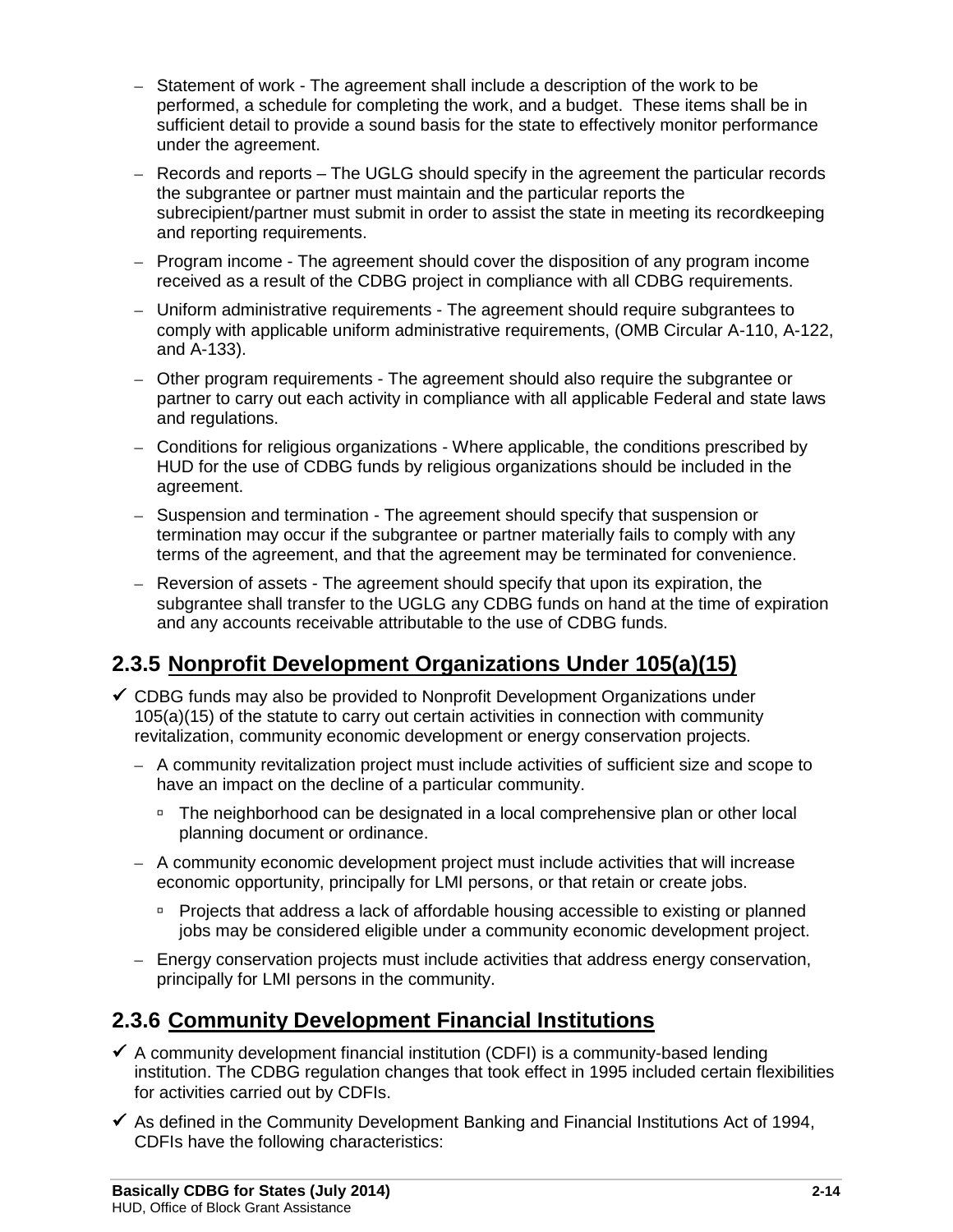- Statement of work - The agreement shall include a description of the work to be performed, a schedule for completing the work, and a budget. These items shall be in sufficient detail to provide a sound basis for the state to effectively monitor performance under the agreement.
  - Records and reports – The UGLG should specify in the agreement the particular records the subgrantee or partner must maintain and the particular reports the subrecipient/partner must submit in order to assist the state in meeting its recordkeeping and reporting requirements.
  - Program income - The agreement should cover the disposition of any program income received as a result of the CDBG project in compliance with all CDBG requirements.
  - Uniform administrative requirements - The agreement should require subgrantees to comply with applicable uniform administrative requirements, (OMB Circular A-110, A-122, and A-133).
  - Other program requirements - The agreement should also require the subgrantee or partner to carry out each activity in compliance with all applicable Federal and state laws and regulations.
  - Conditions for religious organizations - Where applicable, the conditions prescribed by HUD for the use of CDBG funds by religious organizations should be included in the agreement.
  - Suspension and termination - The agreement should specify that suspension or termination may occur if the subgrantee or partner materially fails to comply with any terms of the agreement, and that the agreement may be terminated for convenience.
  - Reversion of assets - The agreement should specify that upon its expiration, the subgrantee shall transfer to the UGLG any CDBG funds on hand at the time of expiration and any accounts receivable attributable to the use of CDBG funds.

## 2.3.5 Nonprofit Development Organizations Under 105(a)(15)

- ✓ CDBG funds may also be provided to Nonprofit Development Organizations under 105(a)(15) of the statute to carry out certain activities in connection with community revitalization, community economic development or energy conservation projects.
  - A community revitalization project must include activities of sufficient size and scope to have an impact on the decline of a particular community.
    - The neighborhood can be designated in a local comprehensive plan or other local planning document or ordinance.
  - A community economic development project must include activities that will increase economic opportunity, principally for LMI persons, or that retain or create jobs.
    - Projects that address a lack of affordable housing accessible to existing or planned jobs may be considered eligible under a community economic development project.
  - Energy conservation projects must include activities that address energy conservation, principally for LMI persons in the community.

## 2.3.6 Community Development Financial Institutions

- ✓ A community development financial institution (CDFI) is a community-based lending institution. The CDBG regulation changes that took effect in 1995 included certain flexibilities for activities carried out by CDFIs.
- ✓ As defined in the Community Development Banking and Financial Institutions Act of 1994, CDFIs have the following characteristics: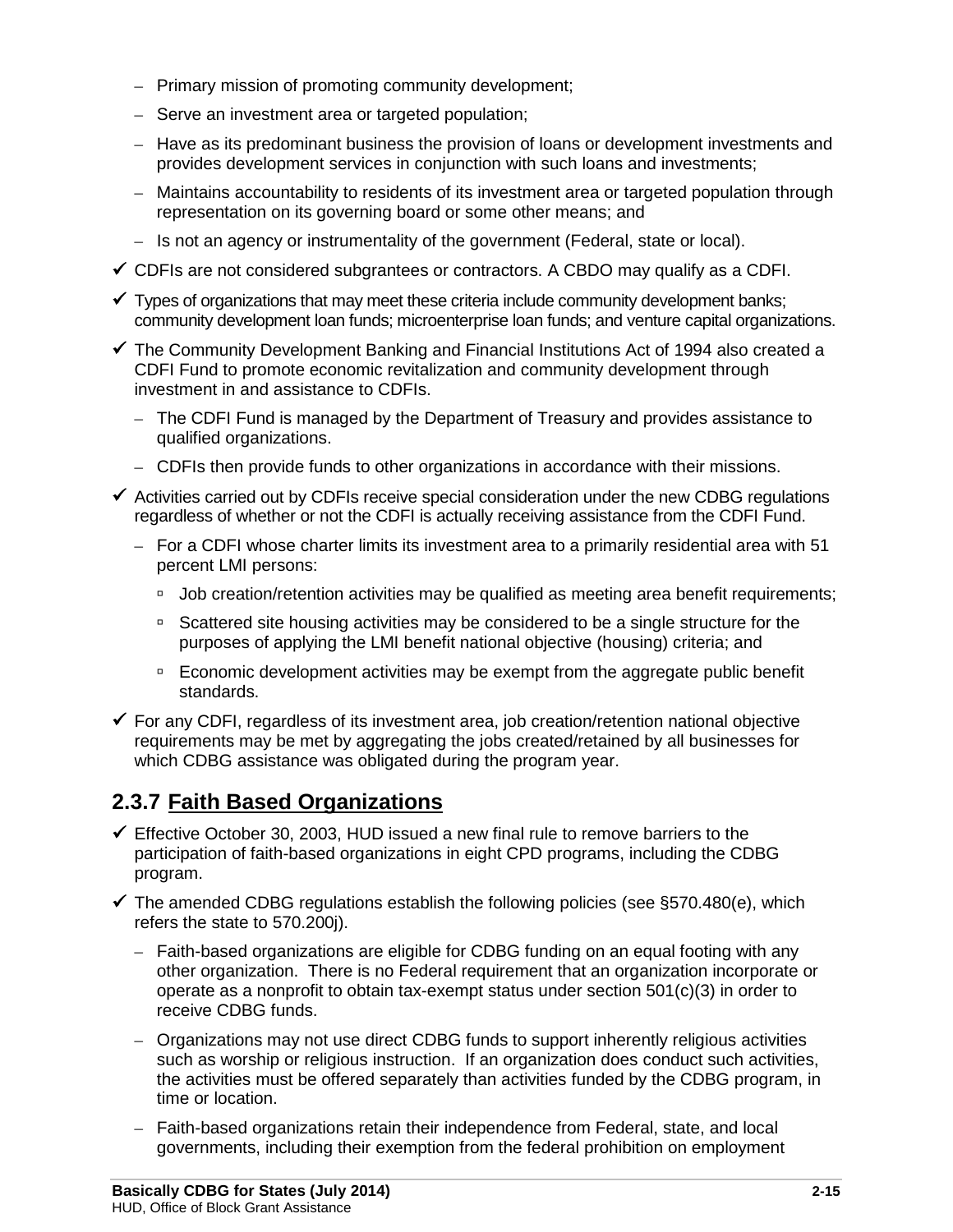- Primary mission of promoting community development;
  - Serve an investment area or targeted population;
  - Have as its predominant business the provision of loans or development investments and provides development services in conjunction with such loans and investments;
  - Maintains accountability to residents of its investment area or targeted population through representation on its governing board or some other means; and
  - Is not an agency or instrumentality of the government (Federal, state or local).

- ✓ CDFIs are not considered subgrantees or contractors. A CBDO may qualify as a CDFI.
- ✓ Types of organizations that may meet these criteria include community development banks; community development loan funds; microenterprise loan funds; and venture capital organizations.
- ✓ The Community Development Banking and Financial Institutions Act of 1994 also created a CDFI Fund to promote economic revitalization and community development through investment in and assistance to CDFIs.
  - The CDFI Fund is managed by the Department of Treasury and provides assistance to qualified organizations.
  - CDFIs then provide funds to other organizations in accordance with their missions.
- ✓ Activities carried out by CDFIs receive special consideration under the new CDBG regulations regardless of whether or not the CDFI is actually receiving assistance from the CDFI Fund.
  - For a CDFI whose charter limits its investment area to a primarily residential area with 51 percent LMI persons:
    - Job creation/retention activities may be qualified as meeting area benefit requirements;
    - Scattered site housing activities may be considered to be a single structure for the purposes of applying the LMI benefit national objective (housing) criteria; and
    - Economic development activities may be exempt from the aggregate public benefit standards.
- ✓ For any CDFI, regardless of its investment area, job creation/retention national objective requirements may be met by aggregating the jobs created/retained by all businesses for which CDBG assistance was obligated during the program year.

## 2.3.7 Faith Based Organizations

- ✓ Effective October 30, 2003, HUD issued a new final rule to remove barriers to the participation of faith-based organizations in eight CPD programs, including the CDBG program.
- ✓ The amended CDBG regulations establish the following policies (see §570.480(e), which refers the state to 570.200j).
  - Faith-based organizations are eligible for CDBG funding on an equal footing with any other organization. There is no Federal requirement that an organization incorporate or operate as a nonprofit to obtain tax-exempt status under section 501(c)(3) in order to receive CDBG funds.
  - Organizations may not use direct CDBG funds to support inherently religious activities such as worship or religious instruction. If an organization does conduct such activities, the activities must be offered separately than activities funded by the CDBG program, in time or location.
  - Faith-based organizations retain their independence from Federal, state, and local governments, including their exemption from the federal prohibition on employment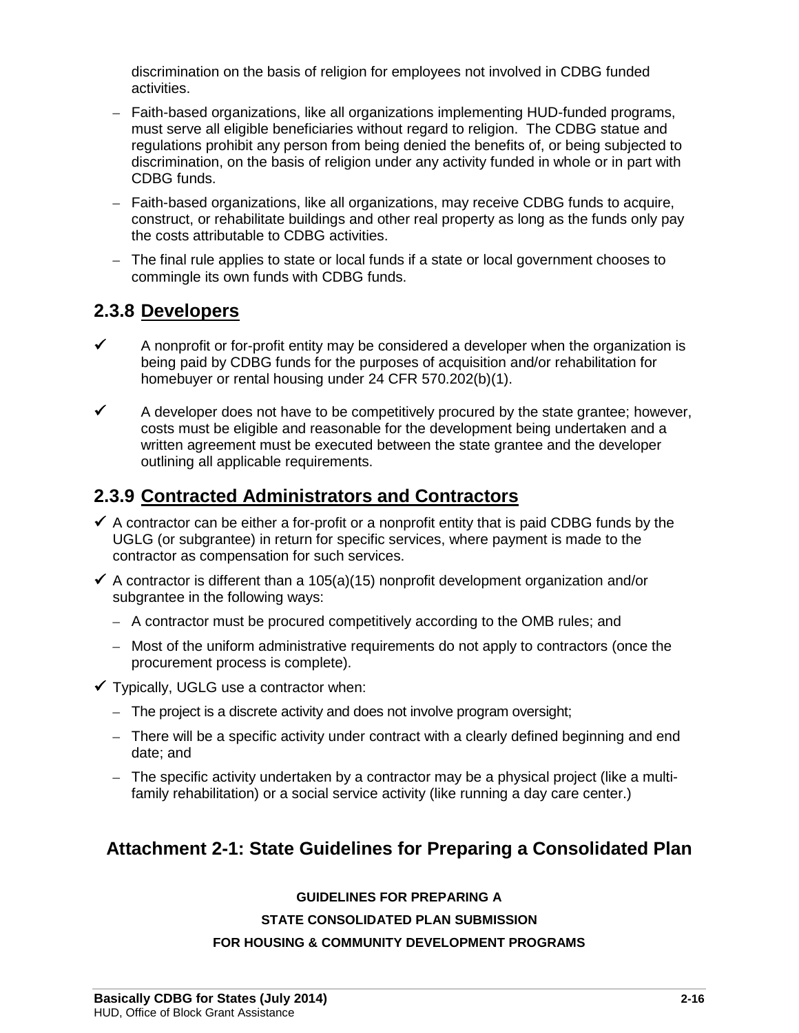discrimination on the basis of religion for employees not involved in CDBG funded activities.

- Faith-based organizations, like all organizations implementing HUD-funded programs, must serve all eligible beneficiaries without regard to religion. The CDBG statue and regulations prohibit any person from being denied the benefits of, or being subjected to discrimination, on the basis of religion under any activity funded in whole or in part with CDBG funds.
- Faith-based organizations, like all organizations, may receive CDBG funds to acquire, construct, or rehabilitate buildings and other real property as long as the funds only pay the costs attributable to CDBG activities.
- The final rule applies to state or local funds if a state or local government chooses to commingle its own funds with CDBG funds.

## 2.3.8 Developers

- ✓ A nonprofit or for-profit entity may be considered a developer when the organization is being paid by CDBG funds for the purposes of acquisition and/or rehabilitation for homebuyer or rental housing under 24 CFR 570.202(b)(1).
- ✓ A developer does not have to be competitively procured by the state grantee; however, costs must be eligible and reasonable for the development being undertaken and a written agreement must be executed between the state grantee and the developer outlining all applicable requirements.

## 2.3.9 Contracted Administrators and Contractors

- ✓ A contractor can be either a for-profit or a nonprofit entity that is paid CDBG funds by the UGLG (or subgrantee) in return for specific services, where payment is made to the contractor as compensation for such services.
- ✓ A contractor is different than a 105(a)(15) nonprofit development organization and/or subgrantee in the following ways:
  - A contractor must be procured competitively according to the OMB rules; and
  - Most of the uniform administrative requirements do not apply to contractors (once the procurement process is complete).
- ✓ Typically, UGLG use a contractor when:
  - The project is a discrete activity and does not involve program oversight;
  - There will be a specific activity under contract with a clearly defined beginning and end date; and
  - The specific activity undertaken by a contractor may be a physical project (like a multi-family rehabilitation) or a social service activity (like running a day care center.)

## Attachment 2-1: State Guidelines for Preparing a Consolidated Plan

**GUIDELINES FOR PREPARING A**

**STATE CONSOLIDATED PLAN SUBMISSION**

**FOR HOUSING & COMMUNITY DEVELOPMENT PROGRAMS**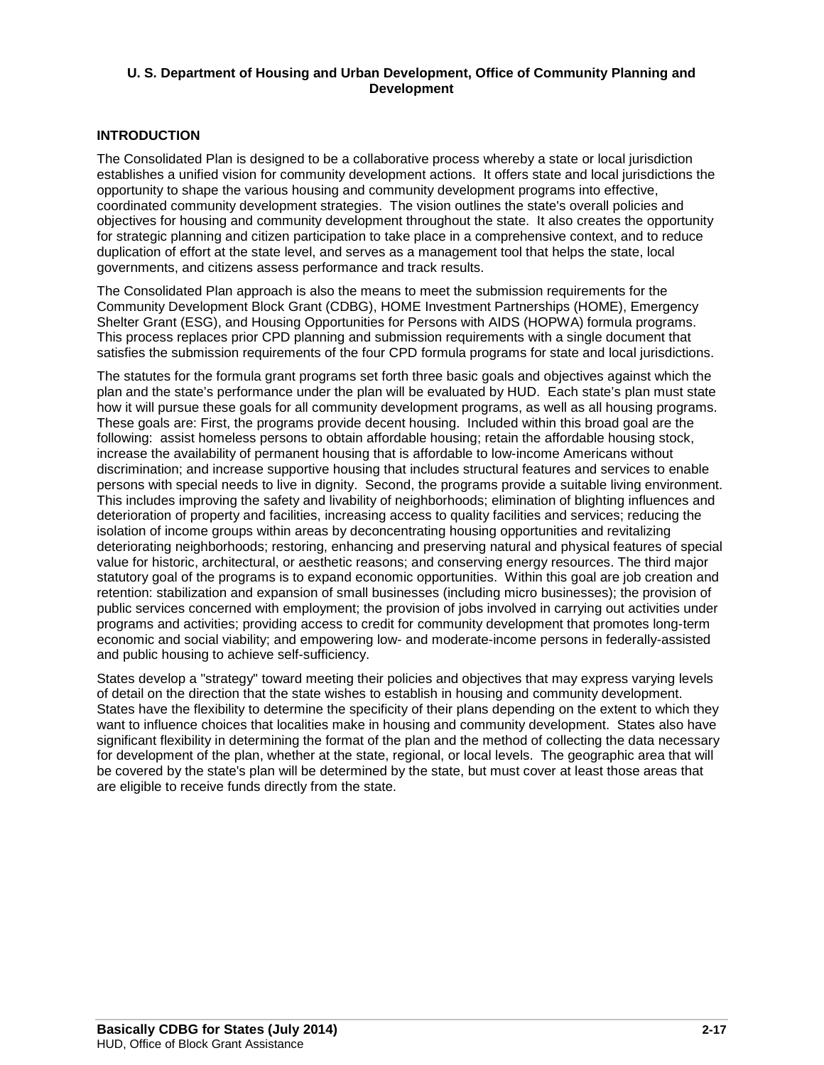**U. S. Department of Housing and Urban Development, Office of Community Planning and Development**

## INTRODUCTION

The Consolidated Plan is designed to be a collaborative process whereby a state or local jurisdiction establishes a unified vision for community development actions. It offers state and local jurisdictions the opportunity to shape the various housing and community development programs into effective, coordinated community development strategies. The vision outlines the state's overall policies and objectives for housing and community development throughout the state. It also creates the opportunity for strategic planning and citizen participation to take place in a comprehensive context, and to reduce duplication of effort at the state level, and serves as a management tool that helps the state, local governments, and citizens assess performance and track results.

The Consolidated Plan approach is also the means to meet the submission requirements for the Community Development Block Grant (CDBG), HOME Investment Partnerships (HOME), Emergency Shelter Grant (ESG), and Housing Opportunities for Persons with AIDS (HOPWA) formula programs. This process replaces prior CPD planning and submission requirements with a single document that satisfies the submission requirements of the four CPD formula programs for state and local jurisdictions.

The statutes for the formula grant programs set forth three basic goals and objectives against which the plan and the state's performance under the plan will be evaluated by HUD. Each state's plan must state how it will pursue these goals for all community development programs, as well as all housing programs. These goals are: First, the programs provide decent housing. Included within this broad goal are the following: assist homeless persons to obtain affordable housing; retain the affordable housing stock, increase the availability of permanent housing that is affordable to low-income Americans without discrimination; and increase supportive housing that includes structural features and services to enable persons with special needs to live in dignity. Second, the programs provide a suitable living environment. This includes improving the safety and livability of neighborhoods; elimination of blighting influences and deterioration of property and facilities, increasing access to quality facilities and services; reducing the isolation of income groups within areas by deconcentrating housing opportunities and revitalizing deteriorating neighborhoods; restoring, enhancing and preserving natural and physical features of special value for historic, architectural, or aesthetic reasons; and conserving energy resources. The third major statutory goal of the programs is to expand economic opportunities. Within this goal are job creation and retention: stabilization and expansion of small businesses (including micro businesses); the provision of public services concerned with employment; the provision of jobs involved in carrying out activities under programs and activities; providing access to credit for community development that promotes long-term economic and social viability; and empowering low- and moderate-income persons in federally-assisted and public housing to achieve self-sufficiency.

States develop a "strategy" toward meeting their policies and objectives that may express varying levels of detail on the direction that the state wishes to establish in housing and community development. States have the flexibility to determine the specificity of their plans depending on the extent to which they want to influence choices that localities make in housing and community development. States also have significant flexibility in determining the format of the plan and the method of collecting the data necessary for development of the plan, whether at the state, regional, or local levels. The geographic area that will be covered by the state's plan will be determined by the state, but must cover at least those areas that are eligible to receive funds directly from the state.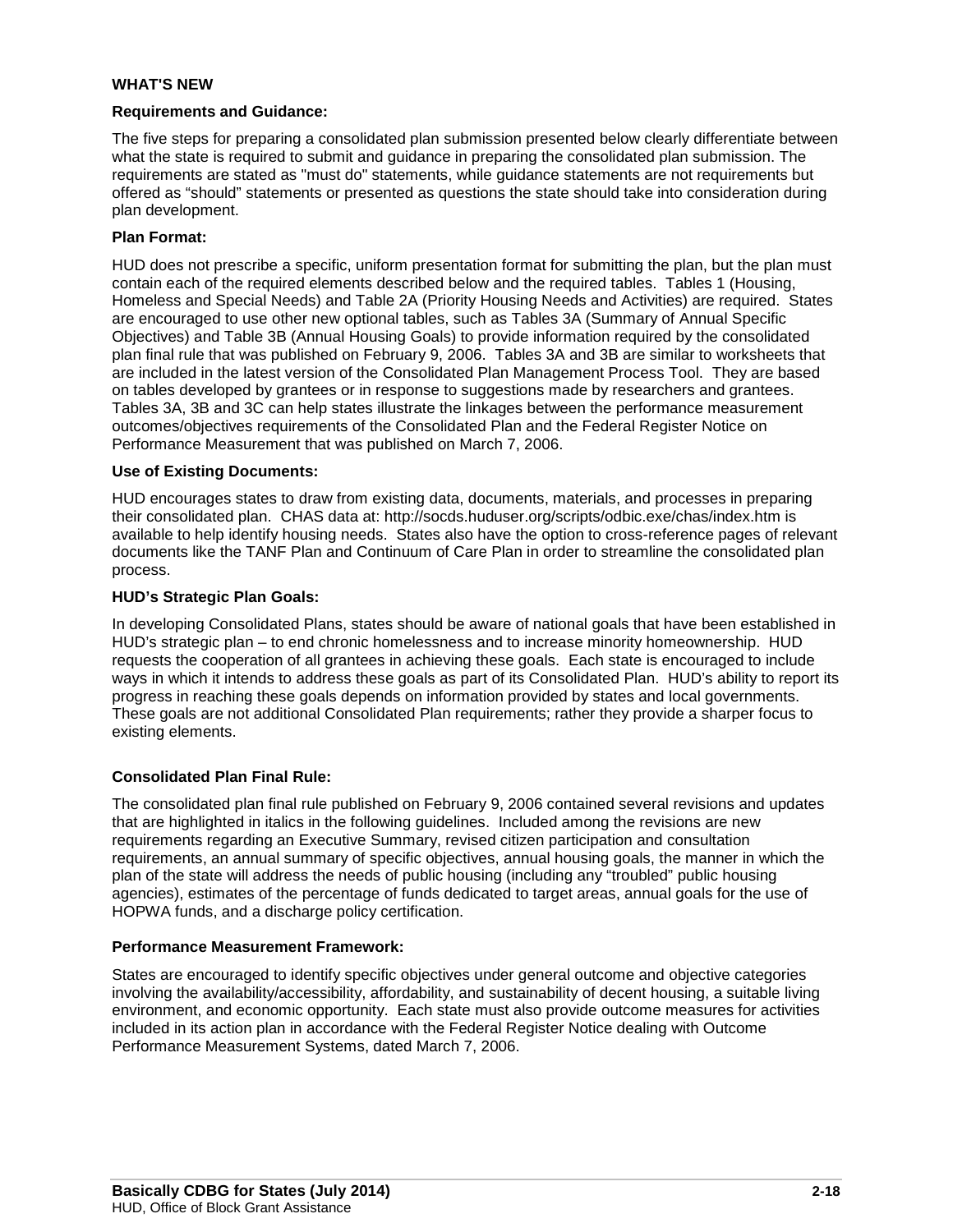## WHAT'S NEW

### Requirements and Guidance:

The five steps for preparing a consolidated plan submission presented below clearly differentiate between what the state is required to submit and guidance in preparing the consolidated plan submission. The requirements are stated as "must do" statements, while guidance statements are not requirements but offered as "should" statements or presented as questions the state should take into consideration during plan development.

### Plan Format:

HUD does not prescribe a specific, uniform presentation format for submitting the plan, but the plan must contain each of the required elements described below and the required tables. Tables 1 (Housing, Homeless and Special Needs) and Table 2A (Priority Housing Needs and Activities) are required. States are encouraged to use other new optional tables, such as Tables 3A (Summary of Annual Specific Objectives) and Table 3B (Annual Housing Goals) to provide information required by the consolidated plan final rule that was published on February 9, 2006. Tables 3A and 3B are similar to worksheets that are included in the latest version of the Consolidated Plan Management Process Tool. They are based on tables developed by grantees or in response to suggestions made by researchers and grantees. Tables 3A, 3B and 3C can help states illustrate the linkages between the performance measurement outcomes/objectives requirements of the Consolidated Plan and the Federal Register Notice on Performance Measurement that was published on March 7, 2006.

### Use of Existing Documents:

HUD encourages states to draw from existing data, documents, materials, and processes in preparing their consolidated plan. CHAS data at: http://socds.huduser.org/scripts/odbic.exe/chas/index.htm is available to help identify housing needs. States also have the option to cross-reference pages of relevant documents like the TANF Plan and Continuum of Care Plan in order to streamline the consolidated plan process.

### HUD's Strategic Plan Goals:

In developing Consolidated Plans, states should be aware of national goals that have been established in HUD's strategic plan – to end chronic homelessness and to increase minority homeownership. HUD requests the cooperation of all grantees in achieving these goals. Each state is encouraged to include ways in which it intends to address these goals as part of its Consolidated Plan. HUD's ability to report its progress in reaching these goals depends on information provided by states and local governments. These goals are not additional Consolidated Plan requirements; rather they provide a sharper focus to existing elements.

### Consolidated Plan Final Rule:

The consolidated plan final rule published on February 9, 2006 contained several revisions and updates that are highlighted in italics in the following guidelines. Included among the revisions are new requirements regarding an Executive Summary, revised citizen participation and consultation requirements, an annual summary of specific objectives, annual housing goals, the manner in which the plan of the state will address the needs of public housing (including any "troubled" public housing agencies), estimates of the percentage of funds dedicated to target areas, annual goals for the use of HOPWA funds, and a discharge policy certification.

### Performance Measurement Framework:

States are encouraged to identify specific objectives under general outcome and objective categories involving the availability/accessibility, affordability, and sustainability of decent housing, a suitable living environment, and economic opportunity. Each state must also provide outcome measures for activities included in its action plan in accordance with the Federal Register Notice dealing with Outcome Performance Measurement Systems, dated March 7, 2006.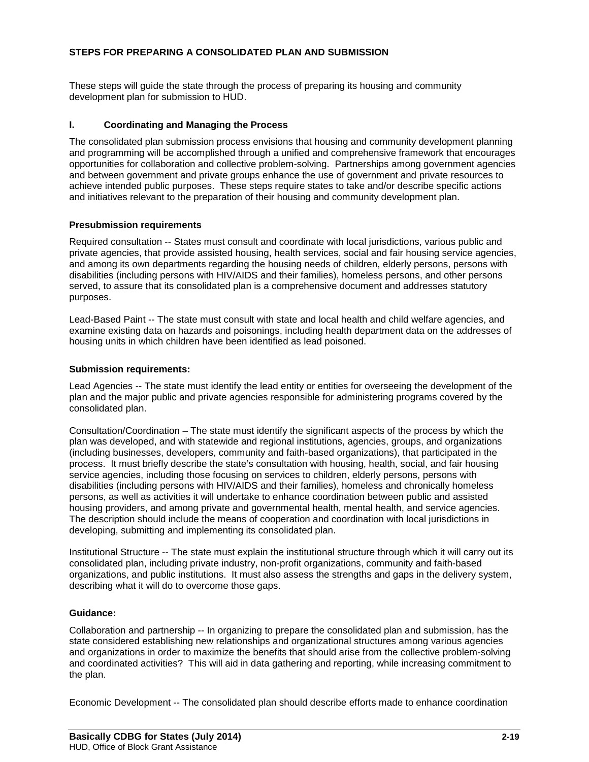## STEPS FOR PREPARING A CONSOLIDATED PLAN AND SUBMISSION

These steps will guide the state through the process of preparing its housing and community development plan for submission to HUD.

### I. Coordinating and Managing the Process

The consolidated plan submission process envisions that housing and community development planning and programming will be accomplished through a unified and comprehensive framework that encourages opportunities for collaboration and collective problem-solving. Partnerships among government agencies and between government and private groups enhance the use of government and private resources to achieve intended public purposes. These steps require states to take and/or describe specific actions and initiatives relevant to the preparation of their housing and community development plan.

#### Presubmission requirements

Required consultation -- States must consult and coordinate with local jurisdictions, various public and private agencies, that provide assisted housing, health services, social and fair housing service agencies, and among its own departments regarding the housing needs of children, elderly persons, persons with disabilities (including persons with HIV/AIDS and their families), homeless persons, and other persons served, to assure that its consolidated plan is a comprehensive document and addresses statutory purposes.

Lead-Based Paint -- The state must consult with state and local health and child welfare agencies, and examine existing data on hazards and poisonings, including health department data on the addresses of housing units in which children have been identified as lead poisoned.

#### Submission requirements:

Lead Agencies -- The state must identify the lead entity or entities for overseeing the development of the plan and the major public and private agencies responsible for administering programs covered by the consolidated plan.

Consultation/Coordination – The state must identify the significant aspects of the process by which the plan was developed, and with statewide and regional institutions, agencies, groups, and organizations (including businesses, developers, community and faith-based organizations), that participated in the process. It must briefly describe the state's consultation with housing, health, social, and fair housing service agencies, including those focusing on services to children, elderly persons, persons with disabilities (including persons with HIV/AIDS and their families), homeless and chronically homeless persons, as well as activities it will undertake to enhance coordination between public and assisted housing providers, and among private and governmental health, mental health, and service agencies. The description should include the means of cooperation and coordination with local jurisdictions in developing, submitting and implementing its consolidated plan.

Institutional Structure -- The state must explain the institutional structure through which it will carry out its consolidated plan, including private industry, non-profit organizations, community and faith-based organizations, and public institutions. It must also assess the strengths and gaps in the delivery system, describing what it will do to overcome those gaps.

#### Guidance:

Collaboration and partnership -- In organizing to prepare the consolidated plan and submission, has the state considered establishing new relationships and organizational structures among various agencies and organizations in order to maximize the benefits that should arise from the collective problem-solving and coordinated activities? This will aid in data gathering and reporting, while increasing commitment to the plan.

Economic Development -- The consolidated plan should describe efforts made to enhance coordination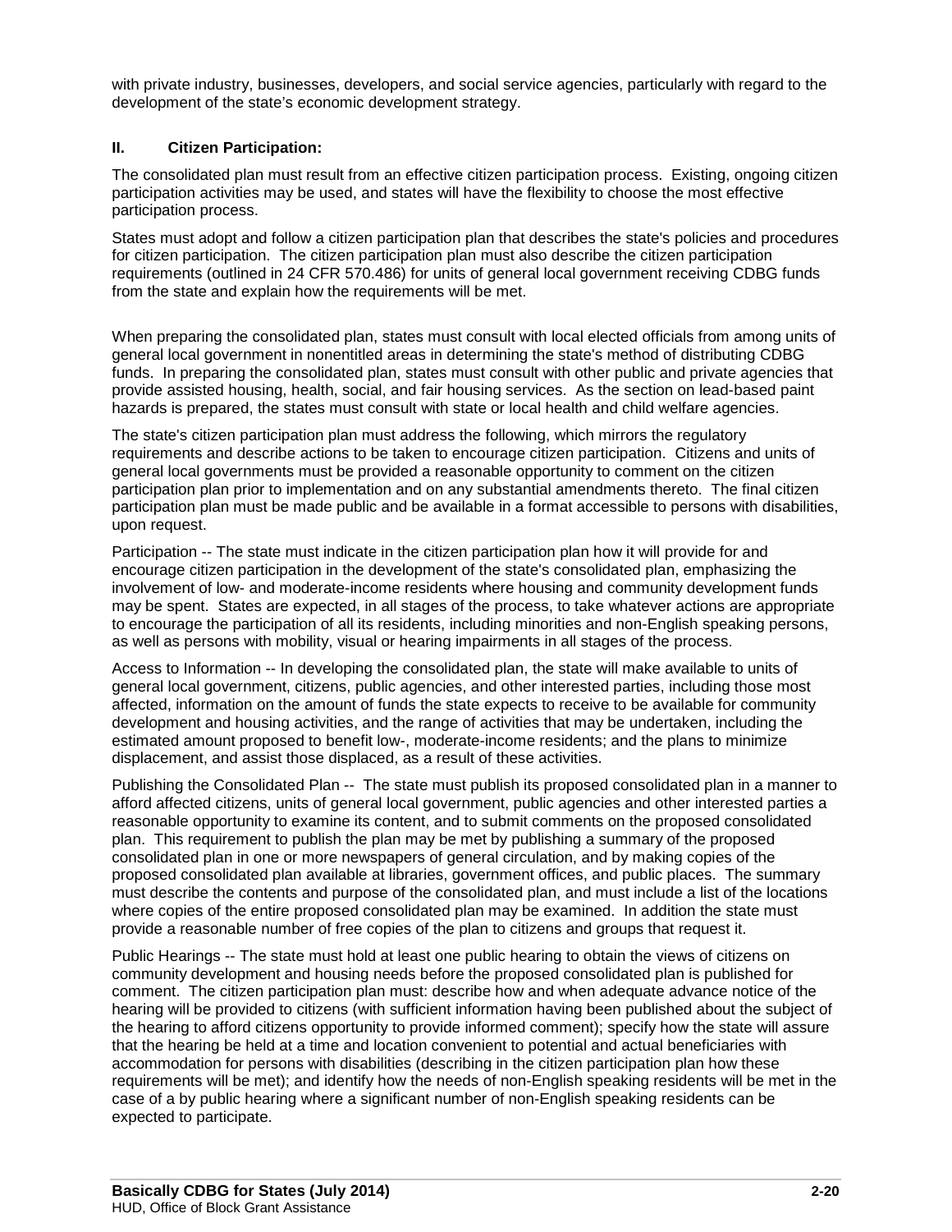with private industry, businesses, developers, and social service agencies, particularly with regard to the development of the state's economic development strategy.

## II. Citizen Participation:

The consolidated plan must result from an effective citizen participation process. Existing, ongoing citizen participation activities may be used, and states will have the flexibility to choose the most effective participation process.

States must adopt and follow a citizen participation plan that describes the state's policies and procedures for citizen participation. The citizen participation plan must also describe the citizen participation requirements (outlined in 24 CFR 570.486) for units of general local government receiving CDBG funds from the state and explain how the requirements will be met.

When preparing the consolidated plan, states must consult with local elected officials from among units of general local government in nonentitled areas in determining the state's method of distributing CDBG funds. In preparing the consolidated plan, states must consult with other public and private agencies that provide assisted housing, health, social, and fair housing services. As the section on lead-based paint hazards is prepared, the states must consult with state or local health and child welfare agencies.

The state's citizen participation plan must address the following, which mirrors the regulatory requirements and describe actions to be taken to encourage citizen participation. Citizens and units of general local governments must be provided a reasonable opportunity to comment on the citizen participation plan prior to implementation and on any substantial amendments thereto. The final citizen participation plan must be made public and be available in a format accessible to persons with disabilities, upon request.

Participation -- The state must indicate in the citizen participation plan how it will provide for and encourage citizen participation in the development of the state's consolidated plan, emphasizing the involvement of low- and moderate-income residents where housing and community development funds may be spent. States are expected, in all stages of the process, to take whatever actions are appropriate to encourage the participation of all its residents, including minorities and non-English speaking persons, as well as persons with mobility, visual or hearing impairments in all stages of the process.

Access to Information -- In developing the consolidated plan, the state will make available to units of general local government, citizens, public agencies, and other interested parties, including those most affected, information on the amount of funds the state expects to receive to be available for community development and housing activities, and the range of activities that may be undertaken, including the estimated amount proposed to benefit low-, moderate-income residents; and the plans to minimize displacement, and assist those displaced, as a result of these activities.

Publishing the Consolidated Plan -- The state must publish its proposed consolidated plan in a manner to afford affected citizens, units of general local government, public agencies and other interested parties a reasonable opportunity to examine its content, and to submit comments on the proposed consolidated plan. This requirement to publish the plan may be met by publishing a summary of the proposed consolidated plan in one or more newspapers of general circulation, and by making copies of the proposed consolidated plan available at libraries, government offices, and public places. The summary must describe the contents and purpose of the consolidated plan, and must include a list of the locations where copies of the entire proposed consolidated plan may be examined. In addition the state must provide a reasonable number of free copies of the plan to citizens and groups that request it.

Public Hearings -- The state must hold at least one public hearing to obtain the views of citizens on community development and housing needs before the proposed consolidated plan is published for comment. The citizen participation plan must: describe how and when adequate advance notice of the hearing will be provided to citizens (with sufficient information having been published about the subject of the hearing to afford citizens opportunity to provide informed comment); specify how the state will assure that the hearing be held at a time and location convenient to potential and actual beneficiaries with accommodation for persons with disabilities (describing in the citizen participation plan how these requirements will be met); and identify how the needs of non-English speaking residents will be met in the case of a by public hearing where a significant number of non-English speaking residents can be expected to participate.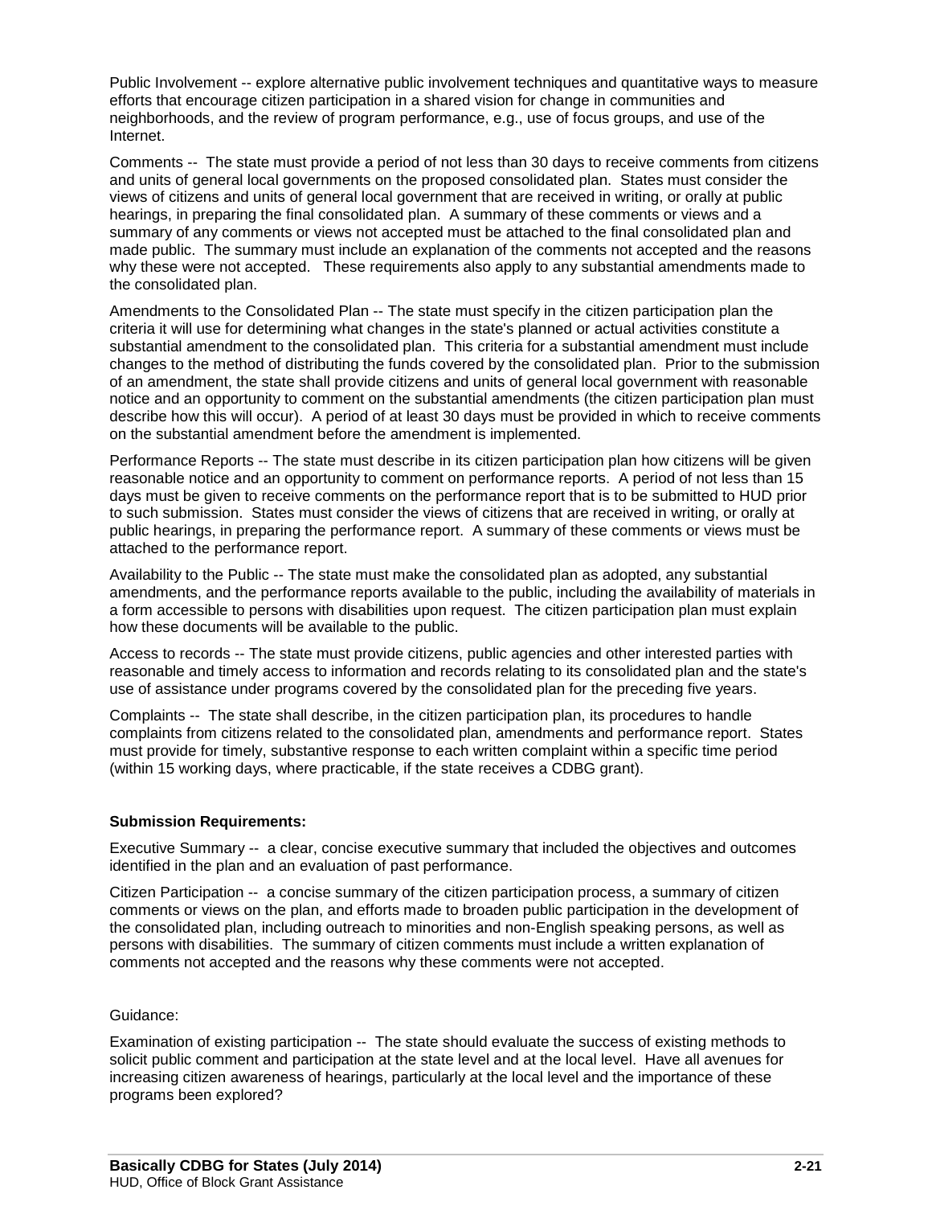Public Involvement -- explore alternative public involvement techniques and quantitative ways to measure efforts that encourage citizen participation in a shared vision for change in communities and neighborhoods, and the review of program performance, e.g., use of focus groups, and use of the Internet.

Comments -- The state must provide a period of not less than 30 days to receive comments from citizens and units of general local governments on the proposed consolidated plan. States must consider the views of citizens and units of general local government that are received in writing, or orally at public hearings, in preparing the final consolidated plan. A summary of these comments or views and a summary of any comments or views not accepted must be attached to the final consolidated plan and made public. The summary must include an explanation of the comments not accepted and the reasons why these were not accepted. These requirements also apply to any substantial amendments made to the consolidated plan.

Amendments to the Consolidated Plan -- The state must specify in the citizen participation plan the criteria it will use for determining what changes in the state's planned or actual activities constitute a substantial amendment to the consolidated plan. This criteria for a substantial amendment must include changes to the method of distributing the funds covered by the consolidated plan. Prior to the submission of an amendment, the state shall provide citizens and units of general local government with reasonable notice and an opportunity to comment on the substantial amendments (the citizen participation plan must describe how this will occur). A period of at least 30 days must be provided in which to receive comments on the substantial amendment before the amendment is implemented.

Performance Reports -- The state must describe in its citizen participation plan how citizens will be given reasonable notice and an opportunity to comment on performance reports. A period of not less than 15 days must be given to receive comments on the performance report that is to be submitted to HUD prior to such submission. States must consider the views of citizens that are received in writing, or orally at public hearings, in preparing the performance report. A summary of these comments or views must be attached to the performance report.

Availability to the Public -- The state must make the consolidated plan as adopted, any substantial amendments, and the performance reports available to the public, including the availability of materials in a form accessible to persons with disabilities upon request. The citizen participation plan must explain how these documents will be available to the public.

Access to records -- The state must provide citizens, public agencies and other interested parties with reasonable and timely access to information and records relating to its consolidated plan and the state's use of assistance under programs covered by the consolidated plan for the preceding five years.

Complaints -- The state shall describe, in the citizen participation plan, its procedures to handle complaints from citizens related to the consolidated plan, amendments and performance report. States must provide for timely, substantive response to each written complaint within a specific time period (within 15 working days, where practicable, if the state receives a CDBG grant).

**Submission Requirements:**

Executive Summary -- a clear, concise executive summary that included the objectives and outcomes identified in the plan and an evaluation of past performance.

Citizen Participation -- a concise summary of the citizen participation process, a summary of citizen comments or views on the plan, and efforts made to broaden public participation in the development of the consolidated plan, including outreach to minorities and non-English speaking persons, as well as persons with disabilities. The summary of citizen comments must include a written explanation of comments not accepted and the reasons why these comments were not accepted.

Guidance:

Examination of existing participation -- The state should evaluate the success of existing methods to solicit public comment and participation at the state level and at the local level. Have all avenues for increasing citizen awareness of hearings, particularly at the local level and the importance of these programs been explored?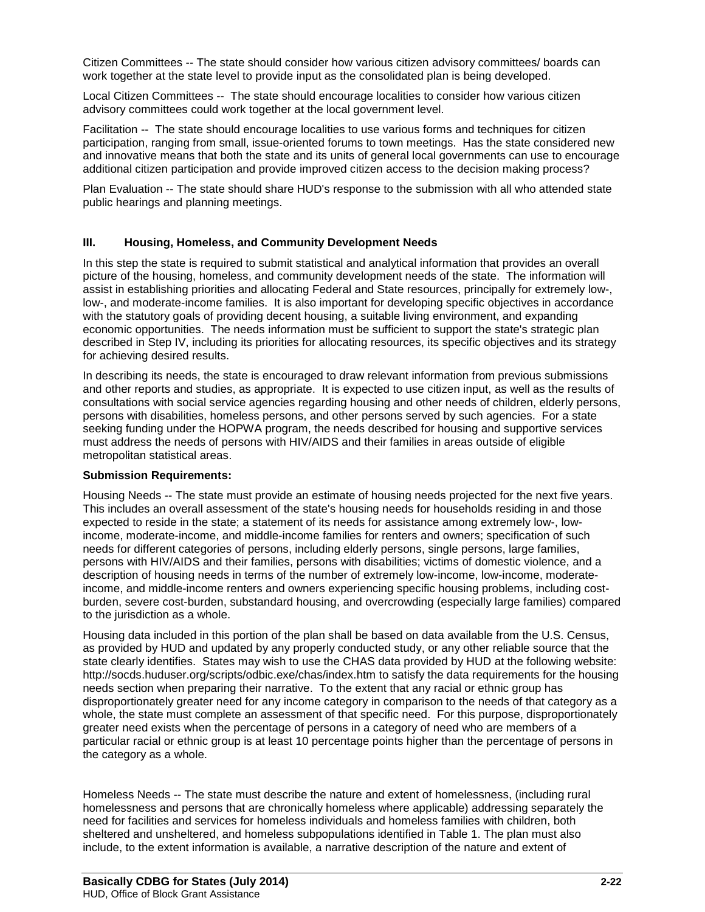Citizen Committees -- The state should consider how various citizen advisory committees/ boards can work together at the state level to provide input as the consolidated plan is being developed.

Local Citizen Committees -- The state should encourage localities to consider how various citizen advisory committees could work together at the local government level.

Facilitation -- The state should encourage localities to use various forms and techniques for citizen participation, ranging from small, issue-oriented forums to town meetings. Has the state considered new and innovative means that both the state and its units of general local governments can use to encourage additional citizen participation and provide improved citizen access to the decision making process?

Plan Evaluation -- The state should share HUD's response to the submission with all who attended state public hearings and planning meetings.

### III. Housing, Homeless, and Community Development Needs

In this step the state is required to submit statistical and analytical information that provides an overall picture of the housing, homeless, and community development needs of the state. The information will assist in establishing priorities and allocating Federal and State resources, principally for extremely low-, low-, and moderate-income families. It is also important for developing specific objectives in accordance with the statutory goals of providing decent housing, a suitable living environment, and expanding economic opportunities. The needs information must be sufficient to support the state's strategic plan described in Step IV, including its priorities for allocating resources, its specific objectives and its strategy for achieving desired results.

In describing its needs, the state is encouraged to draw relevant information from previous submissions and other reports and studies, as appropriate. It is expected to use citizen input, as well as the results of consultations with social service agencies regarding housing and other needs of children, elderly persons, persons with disabilities, homeless persons, and other persons served by such agencies. For a state seeking funding under the HOPWA program, the needs described for housing and supportive services must address the needs of persons with HIV/AIDS and their families in areas outside of eligible metropolitan statistical areas.

**Submission Requirements:**

Housing Needs -- The state must provide an estimate of housing needs projected for the next five years. This includes an overall assessment of the state's housing needs for households residing in and those expected to reside in the state; a statement of its needs for assistance among extremely low-, low-income, moderate-income, and middle-income families for renters and owners; specification of such needs for different categories of persons, including elderly persons, single persons, large families, persons with HIV/AIDS and their families, persons with disabilities; victims of domestic violence, and a description of housing needs in terms of the number of extremely low-income, low-income, moderate-income, and middle-income renters and owners experiencing specific housing problems, including cost-burden, severe cost-burden, substandard housing, and overcrowding (especially large families) compared to the jurisdiction as a whole.

Housing data included in this portion of the plan shall be based on data available from the U.S. Census, as provided by HUD and updated by any properly conducted study, or any other reliable source that the state clearly identifies. States may wish to use the CHAS data provided by HUD at the following website: http://socds.huduser.org/scripts/odbic.exe/chas/index.htm to satisfy the data requirements for the housing needs section when preparing their narrative. To the extent that any racial or ethnic group has disproportionately greater need for any income category in comparison to the needs of that category as a whole, the state must complete an assessment of that specific need. For this purpose, disproportionately greater need exists when the percentage of persons in a category of need who are members of a particular racial or ethnic group is at least 10 percentage points higher than the percentage of persons in the category as a whole.

Homeless Needs -- The state must describe the nature and extent of homelessness, (including rural homelessness and persons that are chronically homeless where applicable) addressing separately the need for facilities and services for homeless individuals and homeless families with children, both sheltered and unsheltered, and homeless subpopulations identified in Table 1. The plan must also include, to the extent information is available, a narrative description of the nature and extent of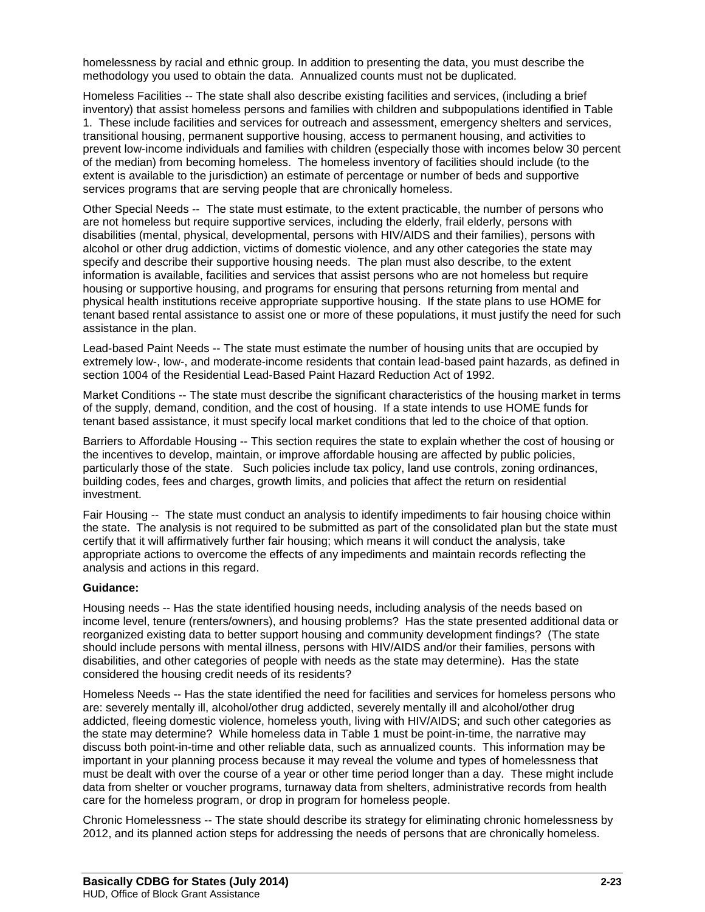homelessness by racial and ethnic group. In addition to presenting the data, you must describe the methodology you used to obtain the data. Annualized counts must not be duplicated.

Homeless Facilities -- The state shall also describe existing facilities and services, (including a brief inventory) that assist homeless persons and families with children and subpopulations identified in Table 1. These include facilities and services for outreach and assessment, emergency shelters and services, transitional housing, permanent supportive housing, access to permanent housing, and activities to prevent low-income individuals and families with children (especially those with incomes below 30 percent of the median) from becoming homeless. The homeless inventory of facilities should include (to the extent is available to the jurisdiction) an estimate of percentage or number of beds and supportive services programs that are serving people that are chronically homeless.

Other Special Needs -- The state must estimate, to the extent practicable, the number of persons who are not homeless but require supportive services, including the elderly, frail elderly, persons with disabilities (mental, physical, developmental, persons with HIV/AIDS and their families), persons with alcohol or other drug addiction, victims of domestic violence, and any other categories the state may specify and describe their supportive housing needs. The plan must also describe, to the extent information is available, facilities and services that assist persons who are not homeless but require housing or supportive housing, and programs for ensuring that persons returning from mental and physical health institutions receive appropriate supportive housing. If the state plans to use HOME for tenant based rental assistance to assist one or more of these populations, it must justify the need for such assistance in the plan.

Lead-based Paint Needs -- The state must estimate the number of housing units that are occupied by extremely low-, low-, and moderate-income residents that contain lead-based paint hazards, as defined in section 1004 of the Residential Lead-Based Paint Hazard Reduction Act of 1992.

Market Conditions -- The state must describe the significant characteristics of the housing market in terms of the supply, demand, condition, and the cost of housing. If a state intends to use HOME funds for tenant based assistance, it must specify local market conditions that led to the choice of that option.

Barriers to Affordable Housing -- This section requires the state to explain whether the cost of housing or the incentives to develop, maintain, or improve affordable housing are affected by public policies, particularly those of the state. Such policies include tax policy, land use controls, zoning ordinances, building codes, fees and charges, growth limits, and policies that affect the return on residential investment.

Fair Housing -- The state must conduct an analysis to identify impediments to fair housing choice within the state. The analysis is not required to be submitted as part of the consolidated plan but the state must certify that it will affirmatively further fair housing; which means it will conduct the analysis, take appropriate actions to overcome the effects of any impediments and maintain records reflecting the analysis and actions in this regard.

**Guidance:**

Housing needs -- Has the state identified housing needs, including analysis of the needs based on income level, tenure (renters/owners), and housing problems? Has the state presented additional data or reorganized existing data to better support housing and community development findings? (The state should include persons with mental illness, persons with HIV/AIDS and/or their families, persons with disabilities, and other categories of people with needs as the state may determine). Has the state considered the housing credit needs of its residents?

Homeless Needs -- Has the state identified the need for facilities and services for homeless persons who are: severely mentally ill, alcohol/other drug addicted, severely mentally ill and alcohol/other drug addicted, fleeing domestic violence, homeless youth, living with HIV/AIDS; and such other categories as the state may determine? While homeless data in Table 1 must be point-in-time, the narrative may discuss both point-in-time and other reliable data, such as annualized counts. This information may be important in your planning process because it may reveal the volume and types of homelessness that must be dealt with over the course of a year or other time period longer than a day. These might include data from shelter or voucher programs, turnaway data from shelters, administrative records from health care for the homeless program, or drop in program for homeless people.

Chronic Homelessness -- The state should describe its strategy for eliminating chronic homelessness by 2012, and its planned action steps for addressing the needs of persons that are chronically homeless.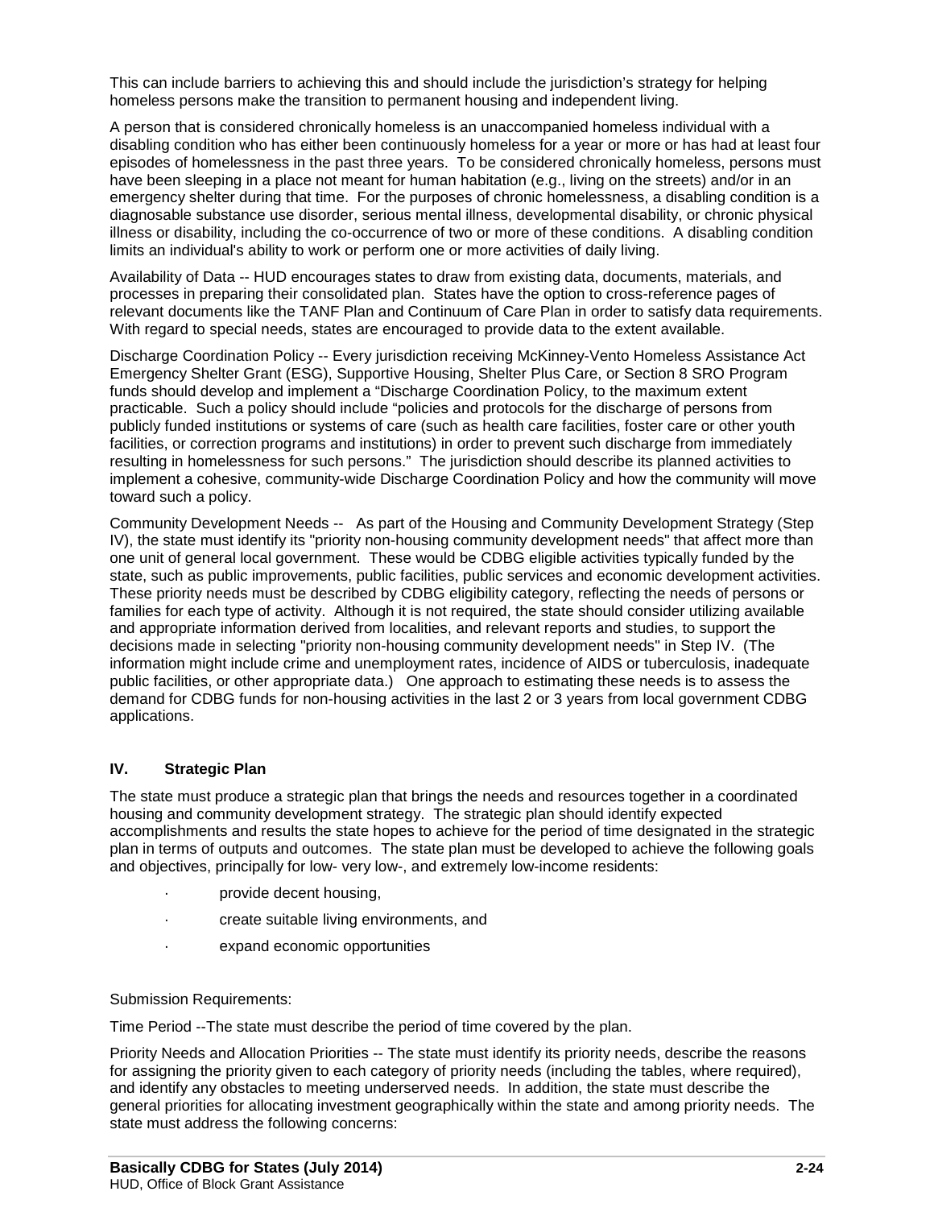This can include barriers to achieving this and should include the jurisdiction's strategy for helping homeless persons make the transition to permanent housing and independent living.

A person that is considered chronically homeless is an unaccompanied homeless individual with a disabling condition who has either been continuously homeless for a year or more or has had at least four episodes of homelessness in the past three years. To be considered chronically homeless, persons must have been sleeping in a place not meant for human habitation (e.g., living on the streets) and/or in an emergency shelter during that time. For the purposes of chronic homelessness, a disabling condition is a diagnosable substance use disorder, serious mental illness, developmental disability, or chronic physical illness or disability, including the co-occurrence of two or more of these conditions. A disabling condition limits an individual's ability to work or perform one or more activities of daily living.

Availability of Data -- HUD encourages states to draw from existing data, documents, materials, and processes in preparing their consolidated plan. States have the option to cross-reference pages of relevant documents like the TANF Plan and Continuum of Care Plan in order to satisfy data requirements. With regard to special needs, states are encouraged to provide data to the extent available.

Discharge Coordination Policy -- Every jurisdiction receiving McKinney-Vento Homeless Assistance Act Emergency Shelter Grant (ESG), Supportive Housing, Shelter Plus Care, or Section 8 SRO Program funds should develop and implement a "Discharge Coordination Policy, to the maximum extent practicable. Such a policy should include "policies and protocols for the discharge of persons from publicly funded institutions or systems of care (such as health care facilities, foster care or other youth facilities, or correction programs and institutions) in order to prevent such discharge from immediately resulting in homelessness for such persons." The jurisdiction should describe its planned activities to implement a cohesive, community-wide Discharge Coordination Policy and how the community will move toward such a policy.

Community Development Needs -- As part of the Housing and Community Development Strategy (Step IV), the state must identify its "priority non-housing community development needs" that affect more than one unit of general local government. These would be CDBG eligible activities typically funded by the state, such as public improvements, public facilities, public services and economic development activities. These priority needs must be described by CDBG eligibility category, reflecting the needs of persons or families for each type of activity. Although it is not required, the state should consider utilizing available and appropriate information derived from localities, and relevant reports and studies, to support the decisions made in selecting "priority non-housing community development needs" in Step IV. (The information might include crime and unemployment rates, incidence of AIDS or tuberculosis, inadequate public facilities, or other appropriate data.) One approach to estimating these needs is to assess the demand for CDBG funds for non-housing activities in the last 2 or 3 years from local government CDBG applications.

## IV. Strategic Plan

The state must produce a strategic plan that brings the needs and resources together in a coordinated housing and community development strategy. The strategic plan should identify expected accomplishments and results the state hopes to achieve for the period of time designated in the strategic plan in terms of outputs and outcomes. The state plan must be developed to achieve the following goals and objectives, principally for low- very low-, and extremely low-income residents:

- provide decent housing,
- create suitable living environments, and
- expand economic opportunities

Submission Requirements:

Time Period --The state must describe the period of time covered by the plan.

Priority Needs and Allocation Priorities -- The state must identify its priority needs, describe the reasons for assigning the priority given to each category of priority needs (including the tables, where required), and identify any obstacles to meeting underserved needs. In addition, the state must describe the general priorities for allocating investment geographically within the state and among priority needs. The state must address the following concerns: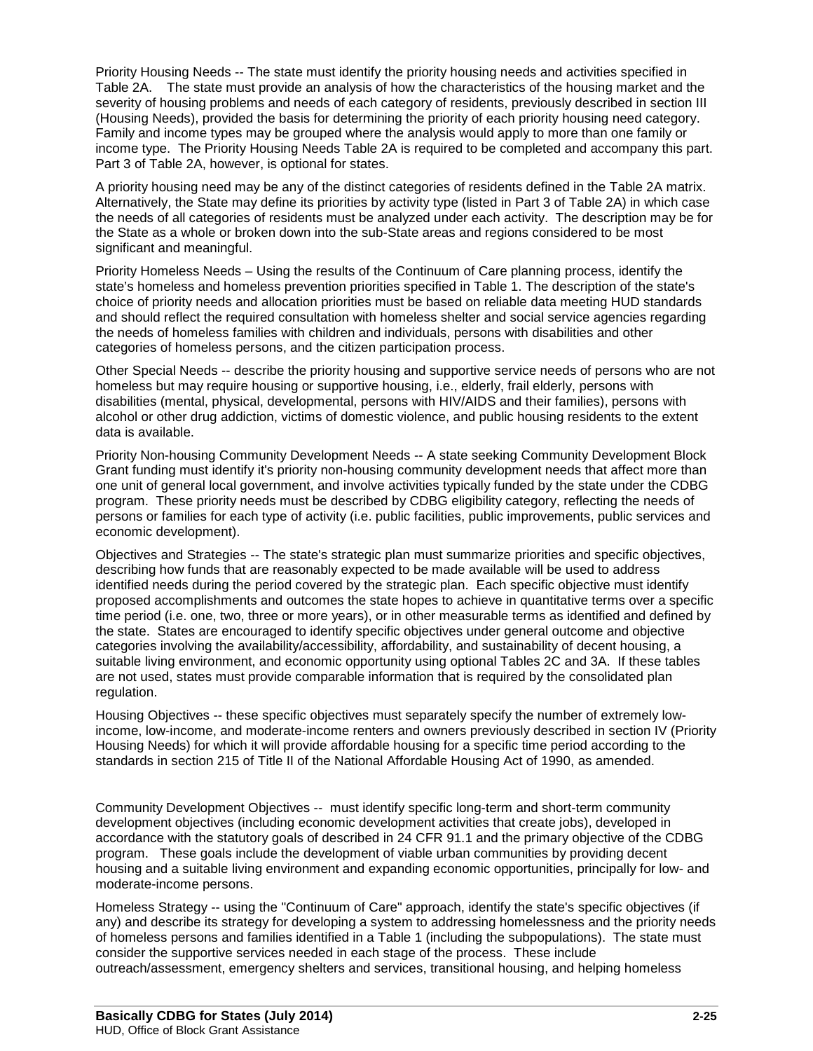Priority Housing Needs -- The state must identify the priority housing needs and activities specified in Table 2A. The state must provide an analysis of how the characteristics of the housing market and the severity of housing problems and needs of each category of residents, previously described in section III (Housing Needs), provided the basis for determining the priority of each priority housing need category. Family and income types may be grouped where the analysis would apply to more than one family or income type. The Priority Housing Needs Table 2A is required to be completed and accompany this part. Part 3 of Table 2A, however, is optional for states.

A priority housing need may be any of the distinct categories of residents defined in the Table 2A matrix. Alternatively, the State may define its priorities by activity type (listed in Part 3 of Table 2A) in which case the needs of all categories of residents must be analyzed under each activity. The description may be for the State as a whole or broken down into the sub-State areas and regions considered to be most significant and meaningful.

Priority Homeless Needs – Using the results of the Continuum of Care planning process, identify the state's homeless and homeless prevention priorities specified in Table 1. The description of the state's choice of priority needs and allocation priorities must be based on reliable data meeting HUD standards and should reflect the required consultation with homeless shelter and social service agencies regarding the needs of homeless families with children and individuals, persons with disabilities and other categories of homeless persons, and the citizen participation process.

Other Special Needs -- describe the priority housing and supportive service needs of persons who are not homeless but may require housing or supportive housing, i.e., elderly, frail elderly, persons with disabilities (mental, physical, developmental, persons with HIV/AIDS and their families), persons with alcohol or other drug addiction, victims of domestic violence, and public housing residents to the extent data is available.

Priority Non-housing Community Development Needs -- A state seeking Community Development Block Grant funding must identify it's priority non-housing community development needs that affect more than one unit of general local government, and involve activities typically funded by the state under the CDBG program. These priority needs must be described by CDBG eligibility category, reflecting the needs of persons or families for each type of activity (i.e. public facilities, public improvements, public services and economic development).

Objectives and Strategies -- The state's strategic plan must summarize priorities and specific objectives, describing how funds that are reasonably expected to be made available will be used to address identified needs during the period covered by the strategic plan. Each specific objective must identify proposed accomplishments and outcomes the state hopes to achieve in quantitative terms over a specific time period (i.e. one, two, three or more years), or in other measurable terms as identified and defined by the state. States are encouraged to identify specific objectives under general outcome and objective categories involving the availability/accessibility, affordability, and sustainability of decent housing, a suitable living environment, and economic opportunity using optional Tables 2C and 3A. If these tables are not used, states must provide comparable information that is required by the consolidated plan regulation.

Housing Objectives -- these specific objectives must separately specify the number of extremely low-income, low-income, and moderate-income renters and owners previously described in section IV (Priority Housing Needs) for which it will provide affordable housing for a specific time period according to the standards in section 215 of Title II of the National Affordable Housing Act of 1990, as amended.

Community Development Objectives -- must identify specific long-term and short-term community development objectives (including economic development activities that create jobs), developed in accordance with the statutory goals of described in 24 CFR 91.1 and the primary objective of the CDBG program. These goals include the development of viable urban communities by providing decent housing and a suitable living environment and expanding economic opportunities, principally for low- and moderate-income persons.

Homeless Strategy -- using the "Continuum of Care" approach, identify the state's specific objectives (if any) and describe its strategy for developing a system to addressing homelessness and the priority needs of homeless persons and families identified in a Table 1 (including the subpopulations). The state must consider the supportive services needed in each stage of the process. These include outreach/assessment, emergency shelters and services, transitional housing, and helping homeless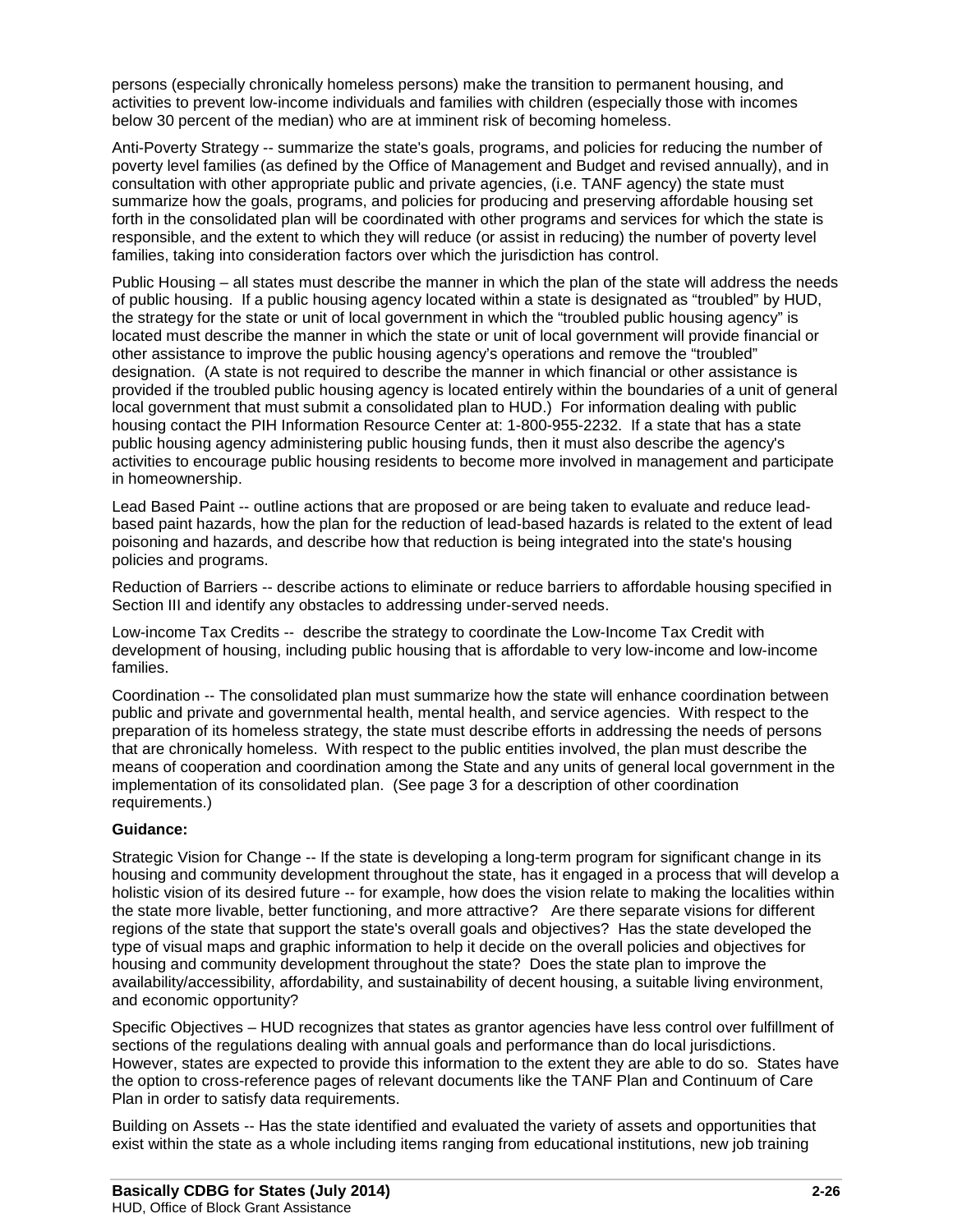persons (especially chronically homeless persons) make the transition to permanent housing, and activities to prevent low-income individuals and families with children (especially those with incomes below 30 percent of the median) who are at imminent risk of becoming homeless.

Anti-Poverty Strategy -- summarize the state's goals, programs, and policies for reducing the number of poverty level families (as defined by the Office of Management and Budget and revised annually), and in consultation with other appropriate public and private agencies, (i.e. TANF agency) the state must summarize how the goals, programs, and policies for producing and preserving affordable housing set forth in the consolidated plan will be coordinated with other programs and services for which the state is responsible, and the extent to which they will reduce (or assist in reducing) the number of poverty level families, taking into consideration factors over which the jurisdiction has control.

Public Housing – all states must describe the manner in which the plan of the state will address the needs of public housing. If a public housing agency located within a state is designated as "troubled" by HUD, the strategy for the state or unit of local government in which the "troubled public housing agency" is located must describe the manner in which the state or unit of local government will provide financial or other assistance to improve the public housing agency's operations and remove the "troubled" designation. (A state is not required to describe the manner in which financial or other assistance is provided if the troubled public housing agency is located entirely within the boundaries of a unit of general local government that must submit a consolidated plan to HUD.) For information dealing with public housing contact the PIH Information Resource Center at: 1-800-955-2232. If a state that has a state public housing agency administering public housing funds, then it must also describe the agency's activities to encourage public housing residents to become more involved in management and participate in homeownership.

Lead Based Paint -- outline actions that are proposed or are being taken to evaluate and reduce lead-based paint hazards, how the plan for the reduction of lead-based hazards is related to the extent of lead poisoning and hazards, and describe how that reduction is being integrated into the state's housing policies and programs.

Reduction of Barriers -- describe actions to eliminate or reduce barriers to affordable housing specified in Section III and identify any obstacles to addressing under-served needs.

Low-income Tax Credits -- describe the strategy to coordinate the Low-Income Tax Credit with development of housing, including public housing that is affordable to very low-income and low-income families.

Coordination -- The consolidated plan must summarize how the state will enhance coordination between public and private and governmental health, mental health, and service agencies. With respect to the preparation of its homeless strategy, the state must describe efforts in addressing the needs of persons that are chronically homeless. With respect to the public entities involved, the plan must describe the means of cooperation and coordination among the State and any units of general local government in the implementation of its consolidated plan. (See page 3 for a description of other coordination requirements.)

**Guidance:**

Strategic Vision for Change -- If the state is developing a long-term program for significant change in its housing and community development throughout the state, has it engaged in a process that will develop a holistic vision of its desired future -- for example, how does the vision relate to making the localities within the state more livable, better functioning, and more attractive? Are there separate visions for different regions of the state that support the state's overall goals and objectives? Has the state developed the type of visual maps and graphic information to help it decide on the overall policies and objectives for housing and community development throughout the state? Does the state plan to improve the availability/accessibility, affordability, and sustainability of decent housing, a suitable living environment, and economic opportunity?

Specific Objectives – HUD recognizes that states as grantor agencies have less control over fulfillment of sections of the regulations dealing with annual goals and performance than do local jurisdictions. However, states are expected to provide this information to the extent they are able to do so. States have the option to cross-reference pages of relevant documents like the TANF Plan and Continuum of Care Plan in order to satisfy data requirements.

Building on Assets -- Has the state identified and evaluated the variety of assets and opportunities that exist within the state as a whole including items ranging from educational institutions, new job training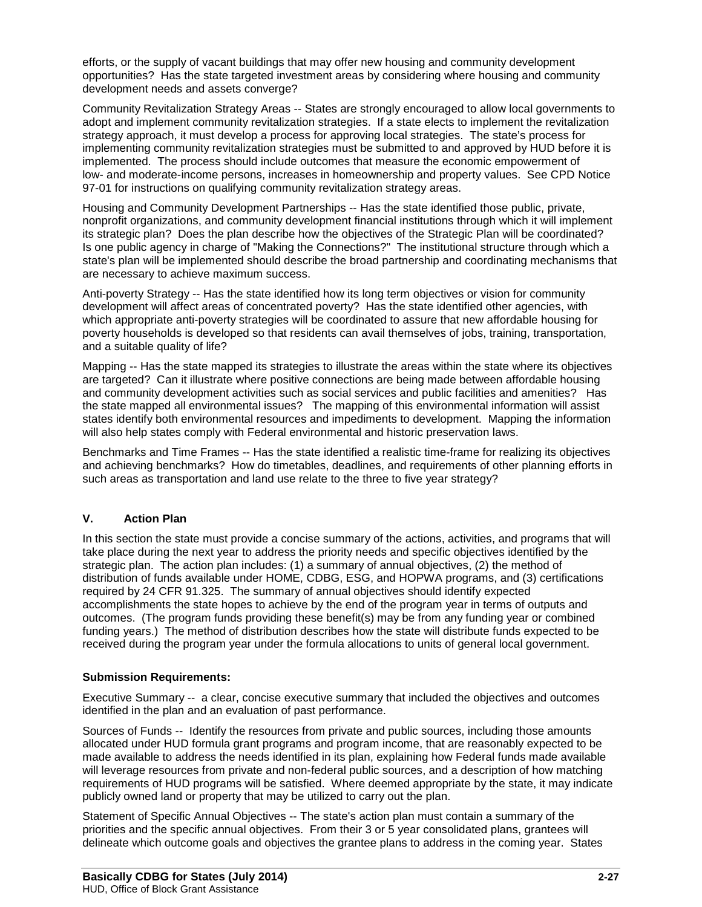efforts, or the supply of vacant buildings that may offer new housing and community development opportunities? Has the state targeted investment areas by considering where housing and community development needs and assets converge?

Community Revitalization Strategy Areas -- States are strongly encouraged to allow local governments to adopt and implement community revitalization strategies. If a state elects to implement the revitalization strategy approach, it must develop a process for approving local strategies. The state's process for implementing community revitalization strategies must be submitted to and approved by HUD before it is implemented. The process should include outcomes that measure the economic empowerment of low- and moderate-income persons, increases in homeownership and property values. See CPD Notice 97-01 for instructions on qualifying community revitalization strategy areas.

Housing and Community Development Partnerships -- Has the state identified those public, private, nonprofit organizations, and community development financial institutions through which it will implement its strategic plan? Does the plan describe how the objectives of the Strategic Plan will be coordinated? Is one public agency in charge of "Making the Connections?" The institutional structure through which a state's plan will be implemented should describe the broad partnership and coordinating mechanisms that are necessary to achieve maximum success.

Anti-poverty Strategy -- Has the state identified how its long term objectives or vision for community development will affect areas of concentrated poverty? Has the state identified other agencies, with which appropriate anti-poverty strategies will be coordinated to assure that new affordable housing for poverty households is developed so that residents can avail themselves of jobs, training, transportation, and a suitable quality of life?

Mapping -- Has the state mapped its strategies to illustrate the areas within the state where its objectives are targeted? Can it illustrate where positive connections are being made between affordable housing and community development activities such as social services and public facilities and amenities? Has the state mapped all environmental issues? The mapping of this environmental information will assist states identify both environmental resources and impediments to development. Mapping the information will also help states comply with Federal environmental and historic preservation laws.

Benchmarks and Time Frames -- Has the state identified a realistic time-frame for realizing its objectives and achieving benchmarks? How do timetables, deadlines, and requirements of other planning efforts in such areas as transportation and land use relate to the three to five year strategy?

## V. Action Plan

In this section the state must provide a concise summary of the actions, activities, and programs that will take place during the next year to address the priority needs and specific objectives identified by the strategic plan. The action plan includes: (1) a summary of annual objectives, (2) the method of distribution of funds available under HOME, CDBG, ESG, and HOPWA programs, and (3) certifications required by 24 CFR 91.325. The summary of annual objectives should identify expected accomplishments the state hopes to achieve by the end of the program year in terms of outputs and outcomes. (The program funds providing these benefit(s) may be from any funding year or combined funding years.) The method of distribution describes how the state will distribute funds expected to be received during the program year under the formula allocations to units of general local government.

### Submission Requirements:

Executive Summary -- a clear, concise executive summary that included the objectives and outcomes identified in the plan and an evaluation of past performance.

Sources of Funds -- Identify the resources from private and public sources, including those amounts allocated under HUD formula grant programs and program income, that are reasonably expected to be made available to address the needs identified in its plan, explaining how Federal funds made available will leverage resources from private and non-federal public sources, and a description of how matching requirements of HUD programs will be satisfied. Where deemed appropriate by the state, it may indicate publicly owned land or property that may be utilized to carry out the plan.

Statement of Specific Annual Objectives -- The state's action plan must contain a summary of the priorities and the specific annual objectives. From their 3 or 5 year consolidated plans, grantees will delineate which outcome goals and objectives the grantee plans to address in the coming year. States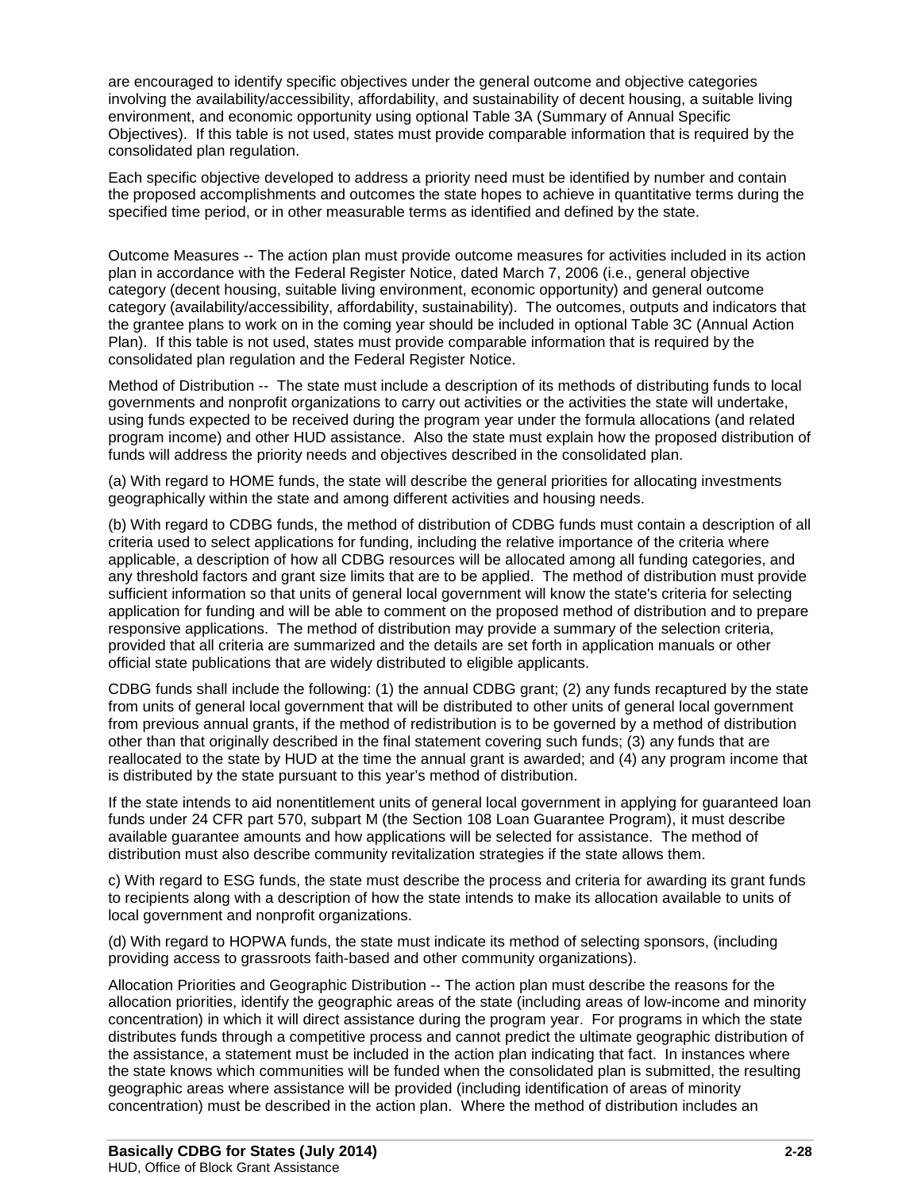are encouraged to identify specific objectives under the general outcome and objective categories involving the availability/accessibility, affordability, and sustainability of decent housing, a suitable living environment, and economic opportunity using optional Table 3A (Summary of Annual Specific Objectives). If this table is not used, states must provide comparable information that is required by the consolidated plan regulation.

Each specific objective developed to address a priority need must be identified by number and contain the proposed accomplishments and outcomes the state hopes to achieve in quantitative terms during the specified time period, or in other measurable terms as identified and defined by the state.

Outcome Measures -- The action plan must provide outcome measures for activities included in its action plan in accordance with the Federal Register Notice, dated March 7, 2006 (i.e., general objective category (decent housing, suitable living environment, economic opportunity) and general outcome category (availability/accessibility, affordability, sustainability). The outcomes, outputs and indicators that the grantee plans to work on in the coming year should be included in optional Table 3C (Annual Action Plan). If this table is not used, states must provide comparable information that is required by the consolidated plan regulation and the Federal Register Notice.

Method of Distribution -- The state must include a description of its methods of distributing funds to local governments and nonprofit organizations to carry out activities or the activities the state will undertake, using funds expected to be received during the program year under the formula allocations (and related program income) and other HUD assistance. Also the state must explain how the proposed distribution of funds will address the priority needs and objectives described in the consolidated plan.

(a) With regard to HOME funds, the state will describe the general priorities for allocating investments geographically within the state and among different activities and housing needs.

(b) With regard to CDBG funds, the method of distribution of CDBG funds must contain a description of all criteria used to select applications for funding, including the relative importance of the criteria where applicable, a description of how all CDBG resources will be allocated among all funding categories, and any threshold factors and grant size limits that are to be applied. The method of distribution must provide sufficient information so that units of general local government will know the state's criteria for selecting application for funding and will be able to comment on the proposed method of distribution and to prepare responsive applications. The method of distribution may provide a summary of the selection criteria, provided that all criteria are summarized and the details are set forth in application manuals or other official state publications that are widely distributed to eligible applicants.

CDBG funds shall include the following: (1) the annual CDBG grant; (2) any funds recaptured by the state from units of general local government that will be distributed to other units of general local government from previous annual grants, if the method of redistribution is to be governed by a method of distribution other than that originally described in the final statement covering such funds; (3) any funds that are reallocated to the state by HUD at the time the annual grant is awarded; and (4) any program income that is distributed by the state pursuant to this year's method of distribution.

If the state intends to aid nonentitlement units of general local government in applying for guaranteed loan funds under 24 CFR part 570, subpart M (the Section 108 Loan Guarantee Program), it must describe available guarantee amounts and how applications will be selected for assistance. The method of distribution must also describe community revitalization strategies if the state allows them.

c) With regard to ESG funds, the state must describe the process and criteria for awarding its grant funds to recipients along with a description of how the state intends to make its allocation available to units of local government and nonprofit organizations.

(d) With regard to HOPWA funds, the state must indicate its method of selecting sponsors, (including providing access to grassroots faith-based and other community organizations).

Allocation Priorities and Geographic Distribution -- The action plan must describe the reasons for the allocation priorities, identify the geographic areas of the state (including areas of low-income and minority concentration) in which it will direct assistance during the program year. For programs in which the state distributes funds through a competitive process and cannot predict the ultimate geographic distribution of the assistance, a statement must be included in the action plan indicating that fact. In instances where the state knows which communities will be funded when the consolidated plan is submitted, the resulting geographic areas where assistance will be provided (including identification of areas of minority concentration) must be described in the action plan. Where the method of distribution includes an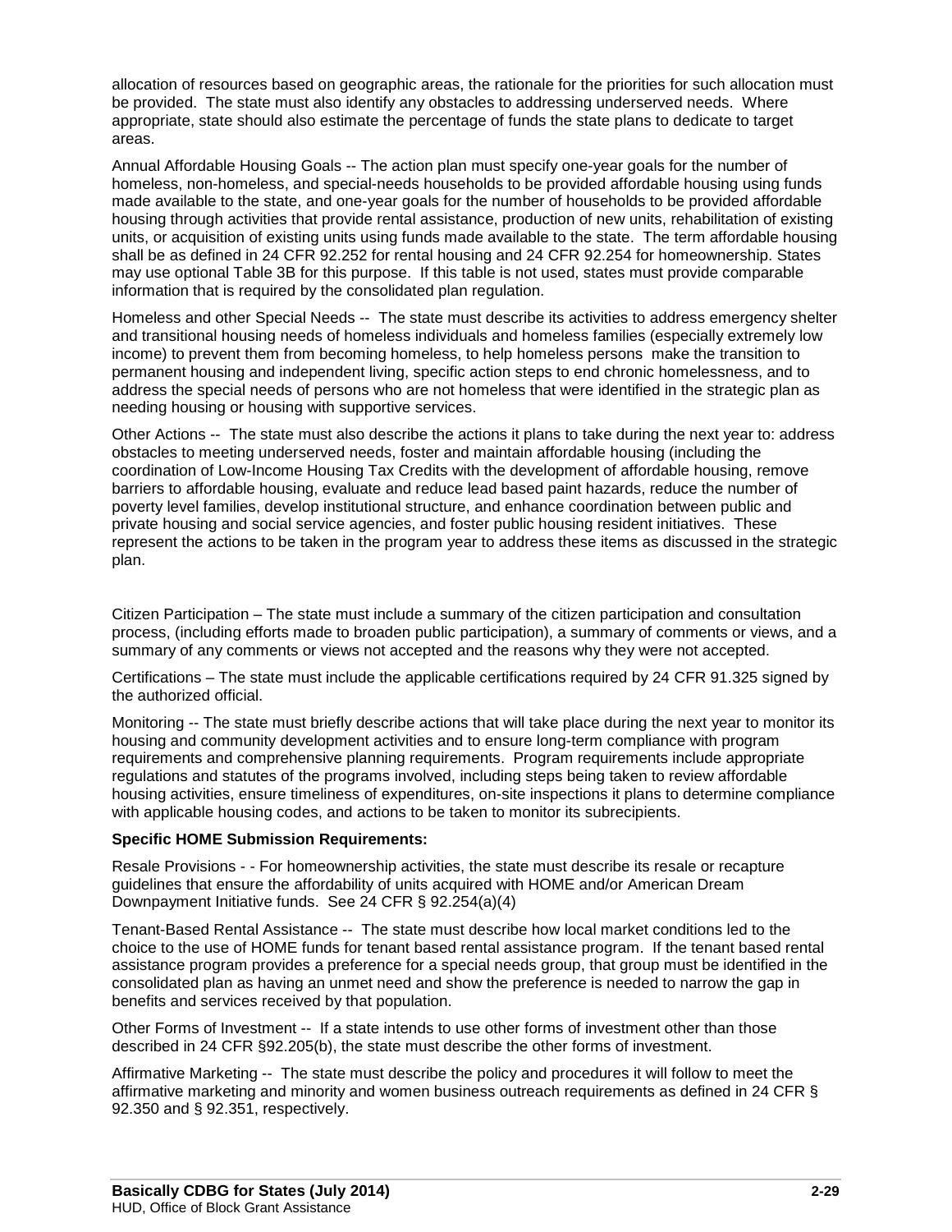allocation of resources based on geographic areas, the rationale for the priorities for such allocation must be provided. The state must also identify any obstacles to addressing underserved needs. Where appropriate, state should also estimate the percentage of funds the state plans to dedicate to target areas.

Annual Affordable Housing Goals -- The action plan must specify one-year goals for the number of homeless, non-homeless, and special-needs households to be provided affordable housing using funds made available to the state, and one-year goals for the number of households to be provided affordable housing through activities that provide rental assistance, production of new units, rehabilitation of existing units, or acquisition of existing units using funds made available to the state. The term affordable housing shall be as defined in 24 CFR 92.252 for rental housing and 24 CFR 92.254 for homeownership. States may use optional Table 3B for this purpose. If this table is not used, states must provide comparable information that is required by the consolidated plan regulation.

Homeless and other Special Needs -- The state must describe its activities to address emergency shelter and transitional housing needs of homeless individuals and homeless families (especially extremely low income) to prevent them from becoming homeless, to help homeless persons make the transition to permanent housing and independent living, specific action steps to end chronic homelessness, and to address the special needs of persons who are not homeless that were identified in the strategic plan as needing housing or housing with supportive services.

Other Actions -- The state must also describe the actions it plans to take during the next year to: address obstacles to meeting underserved needs, foster and maintain affordable housing (including the coordination of Low-Income Housing Tax Credits with the development of affordable housing, remove barriers to affordable housing, evaluate and reduce lead based paint hazards, reduce the number of poverty level families, develop institutional structure, and enhance coordination between public and private housing and social service agencies, and foster public housing resident initiatives. These represent the actions to be taken in the program year to address these items as discussed in the strategic plan.

Citizen Participation – The state must include a summary of the citizen participation and consultation process, (including efforts made to broaden public participation), a summary of comments or views, and a summary of any comments or views not accepted and the reasons why they were not accepted.

Certifications – The state must include the applicable certifications required by 24 CFR 91.325 signed by the authorized official.

Monitoring -- The state must briefly describe actions that will take place during the next year to monitor its housing and community development activities and to ensure long-term compliance with program requirements and comprehensive planning requirements. Program requirements include appropriate regulations and statutes of the programs involved, including steps being taken to review affordable housing activities, ensure timeliness of expenditures, on-site inspections it plans to determine compliance with applicable housing codes, and actions to be taken to monitor its subrecipients.

**Specific HOME Submission Requirements:**

Resale Provisions - - For homeownership activities, the state must describe its resale or recapture guidelines that ensure the affordability of units acquired with HOME and/or American Dream Downpayment Initiative funds. See 24 CFR § 92.254(a)(4)

Tenant-Based Rental Assistance -- The state must describe how local market conditions led to the choice to the use of HOME funds for tenant based rental assistance program. If the tenant based rental assistance program provides a preference for a special needs group, that group must be identified in the consolidated plan as having an unmet need and show the preference is needed to narrow the gap in benefits and services received by that population.

Other Forms of Investment -- If a state intends to use other forms of investment other than those described in 24 CFR §92.205(b), the state must describe the other forms of investment.

Affirmative Marketing -- The state must describe the policy and procedures it will follow to meet the affirmative marketing and minority and women business outreach requirements as defined in 24 CFR § 92.350 and § 92.351, respectively.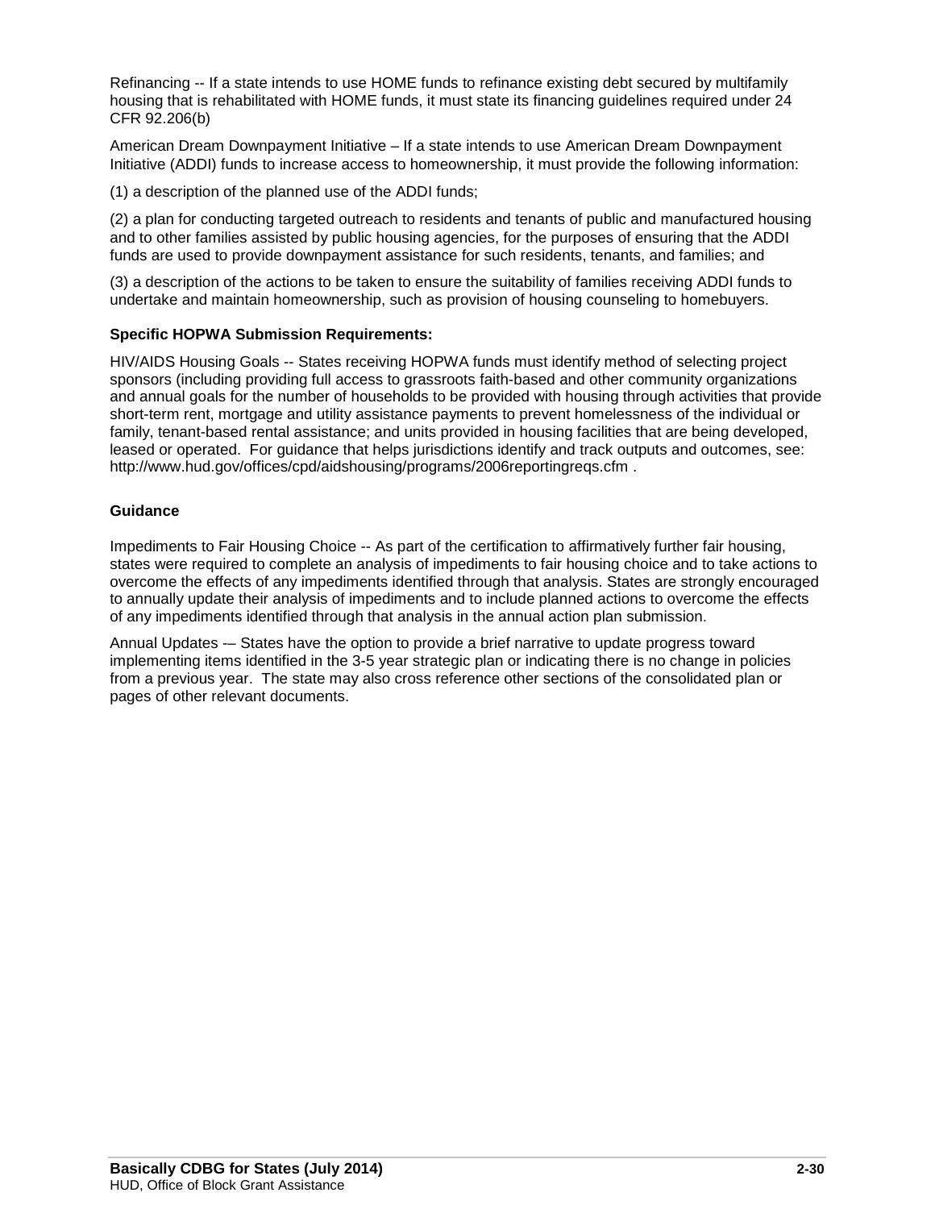Refinancing -- If a state intends to use HOME funds to refinance existing debt secured by multifamily housing that is rehabilitated with HOME funds, it must state its financing guidelines required under 24 CFR 92.206(b)

American Dream Downpayment Initiative – If a state intends to use American Dream Downpayment Initiative (ADDI) funds to increase access to homeownership, it must provide the following information:

(1) a description of the planned use of the ADDI funds;

(2) a plan for conducting targeted outreach to residents and tenants of public and manufactured housing and to other families assisted by public housing agencies, for the purposes of ensuring that the ADDI funds are used to provide downpayment assistance for such residents, tenants, and families; and

(3) a description of the actions to be taken to ensure the suitability of families receiving ADDI funds to undertake and maintain homeownership, such as provision of housing counseling to homebuyers.

**Specific HOPWA Submission Requirements:**

HIV/AIDS Housing Goals -- States receiving HOPWA funds must identify method of selecting project sponsors (including providing full access to grassroots faith-based and other community organizations and annual goals for the number of households to be provided with housing through activities that provide short-term rent, mortgage and utility assistance payments to prevent homelessness of the individual or family, tenant-based rental assistance; and units provided in housing facilities that are being developed, leased or operated. For guidance that helps jurisdictions identify and track outputs and outcomes, see: http://www.hud.gov/offices/cpd/aidshousing/programs/2006reportingreqs.cfm .

**Guidance**

Impediments to Fair Housing Choice -- As part of the certification to affirmatively further fair housing, states were required to complete an analysis of impediments to fair housing choice and to take actions to overcome the effects of any impediments identified through that analysis. States are strongly encouraged to annually update their analysis of impediments and to include planned actions to overcome the effects of any impediments identified through that analysis in the annual action plan submission.

Annual Updates -– States have the option to provide a brief narrative to update progress toward implementing items identified in the 3-5 year strategic plan or indicating there is no change in policies from a previous year. The state may also cross reference other sections of the consolidated plan or pages of other relevant documents.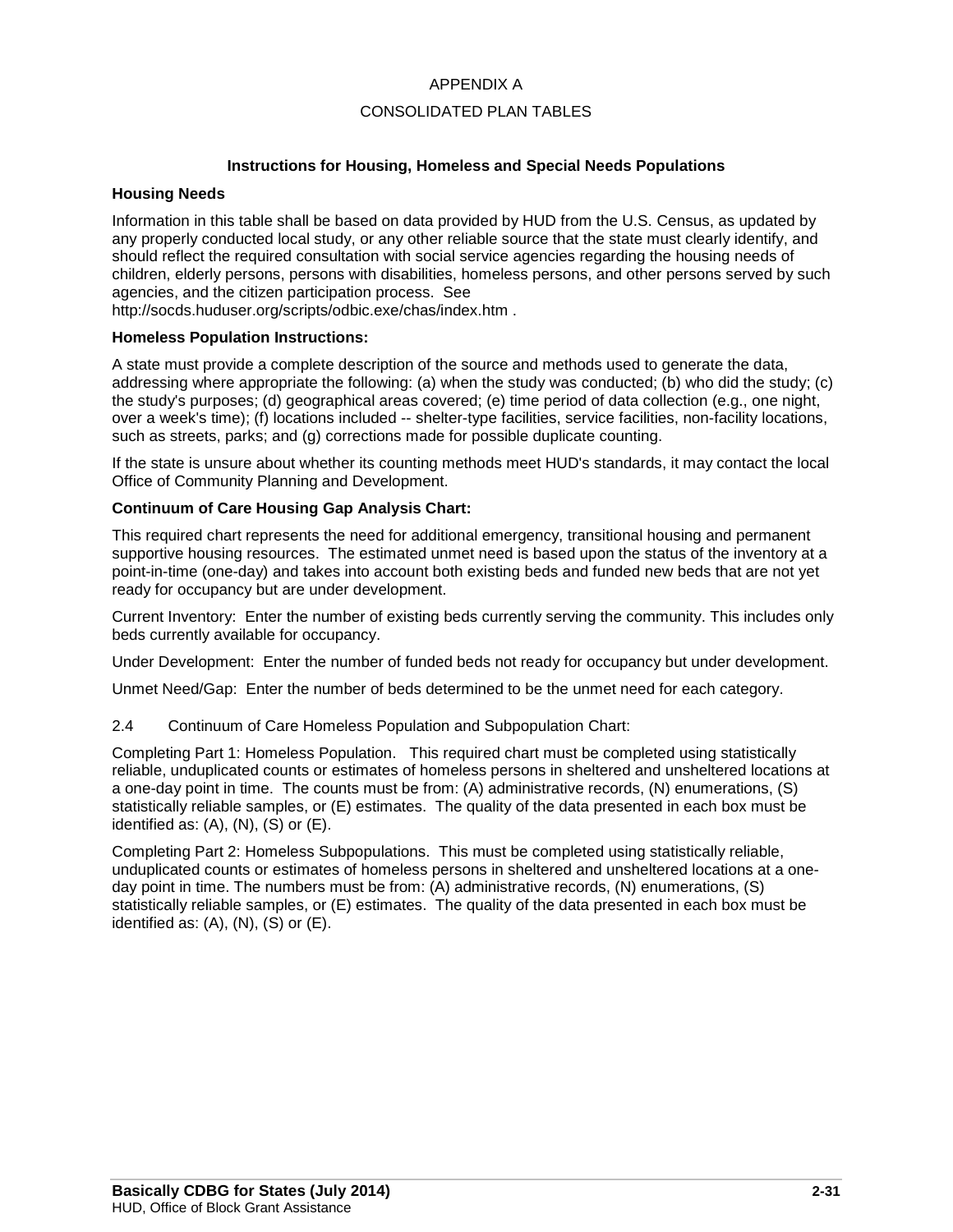# APPENDIX A

# CONSOLIDATED PLAN TABLES

### Instructions for Housing, Homeless and Special Needs Populations

**Housing Needs**

Information in this table shall be based on data provided by HUD from the U.S. Census, as updated by any properly conducted local study, or any other reliable source that the state must clearly identify, and should reflect the required consultation with social service agencies regarding the housing needs of children, elderly persons, persons with disabilities, homeless persons, and other persons served by such agencies, and the citizen participation process. See http://socds.huduser.org/scripts/odbic.exe/chas/index.htm .

**Homeless Population Instructions:**

A state must provide a complete description of the source and methods used to generate the data, addressing where appropriate the following: (a) when the study was conducted; (b) who did the study; (c) the study's purposes; (d) geographical areas covered; (e) time period of data collection (e.g., one night, over a week's time); (f) locations included -- shelter-type facilities, service facilities, non-facility locations, such as streets, parks; and (g) corrections made for possible duplicate counting.

If the state is unsure about whether its counting methods meet HUD's standards, it may contact the local Office of Community Planning and Development.

**Continuum of Care Housing Gap Analysis Chart:**

This required chart represents the need for additional emergency, transitional housing and permanent supportive housing resources. The estimated unmet need is based upon the status of the inventory at a point-in-time (one-day) and takes into account both existing beds and funded new beds that are not yet ready for occupancy but are under development.

Current Inventory: Enter the number of existing beds currently serving the community. This includes only beds currently available for occupancy.

Under Development: Enter the number of funded beds not ready for occupancy but under development.

Unmet Need/Gap: Enter the number of beds determined to be the unmet need for each category.

2.4 Continuum of Care Homeless Population and Subpopulation Chart:

Completing Part 1: Homeless Population. This required chart must be completed using statistically reliable, unduplicated counts or estimates of homeless persons in sheltered and unsheltered locations at a one-day point in time. The counts must be from: (A) administrative records, (N) enumerations, (S) statistically reliable samples, or (E) estimates. The quality of the data presented in each box must be identified as: (A), (N), (S) or (E).

Completing Part 2: Homeless Subpopulations. This must be completed using statistically reliable, unduplicated counts or estimates of homeless persons in sheltered and unsheltered locations at a one-day point in time. The numbers must be from: (A) administrative records, (N) enumerations, (S) statistically reliable samples, or (E) estimates. The quality of the data presented in each box must be identified as: (A), (N), (S) or (E).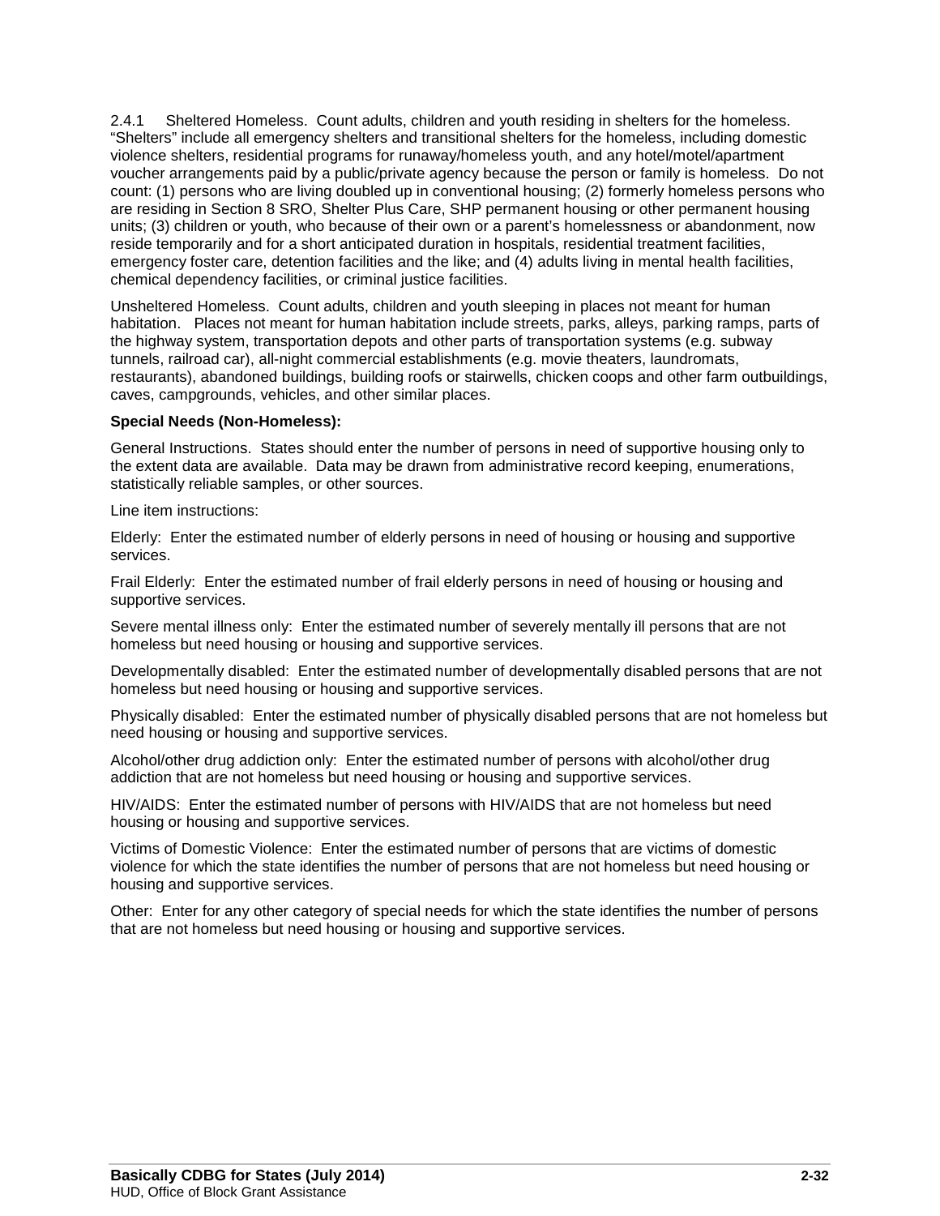2.4.1 Sheltered Homeless. Count adults, children and youth residing in shelters for the homeless. "Shelters" include all emergency shelters and transitional shelters for the homeless, including domestic violence shelters, residential programs for runaway/homeless youth, and any hotel/motel/apartment voucher arrangements paid by a public/private agency because the person or family is homeless. Do not count: (1) persons who are living doubled up in conventional housing; (2) formerly homeless persons who are residing in Section 8 SRO, Shelter Plus Care, SHP permanent housing or other permanent housing units; (3) children or youth, who because of their own or a parent's homelessness or abandonment, now reside temporarily and for a short anticipated duration in hospitals, residential treatment facilities, emergency foster care, detention facilities and the like; and (4) adults living in mental health facilities, chemical dependency facilities, or criminal justice facilities.

Unsheltered Homeless. Count adults, children and youth sleeping in places not meant for human habitation. Places not meant for human habitation include streets, parks, alleys, parking ramps, parts of the highway system, transportation depots and other parts of transportation systems (e.g. subway tunnels, railroad car), all-night commercial establishments (e.g. movie theaters, laundromats, restaurants), abandoned buildings, building roofs or stairwells, chicken coops and other farm outbuildings, caves, campgrounds, vehicles, and other similar places.

**Special Needs (Non-Homeless):**

General Instructions. States should enter the number of persons in need of supportive housing only to the extent data are available. Data may be drawn from administrative record keeping, enumerations, statistically reliable samples, or other sources.

Line item instructions:

Elderly: Enter the estimated number of elderly persons in need of housing or housing and supportive services.

Frail Elderly: Enter the estimated number of frail elderly persons in need of housing or housing and supportive services.

Severe mental illness only: Enter the estimated number of severely mentally ill persons that are not homeless but need housing or housing and supportive services.

Developmentally disabled: Enter the estimated number of developmentally disabled persons that are not homeless but need housing or housing and supportive services.

Physically disabled: Enter the estimated number of physically disabled persons that are not homeless but need housing or housing and supportive services.

Alcohol/other drug addiction only: Enter the estimated number of persons with alcohol/other drug addiction that are not homeless but need housing or housing and supportive services.

HIV/AIDS: Enter the estimated number of persons with HIV/AIDS that are not homeless but need housing or housing and supportive services.

Victims of Domestic Violence: Enter the estimated number of persons that are victims of domestic violence for which the state identifies the number of persons that are not homeless but need housing or housing and supportive services.

Other: Enter for any other category of special needs for which the state identifies the number of persons that are not homeless but need housing or housing and supportive services.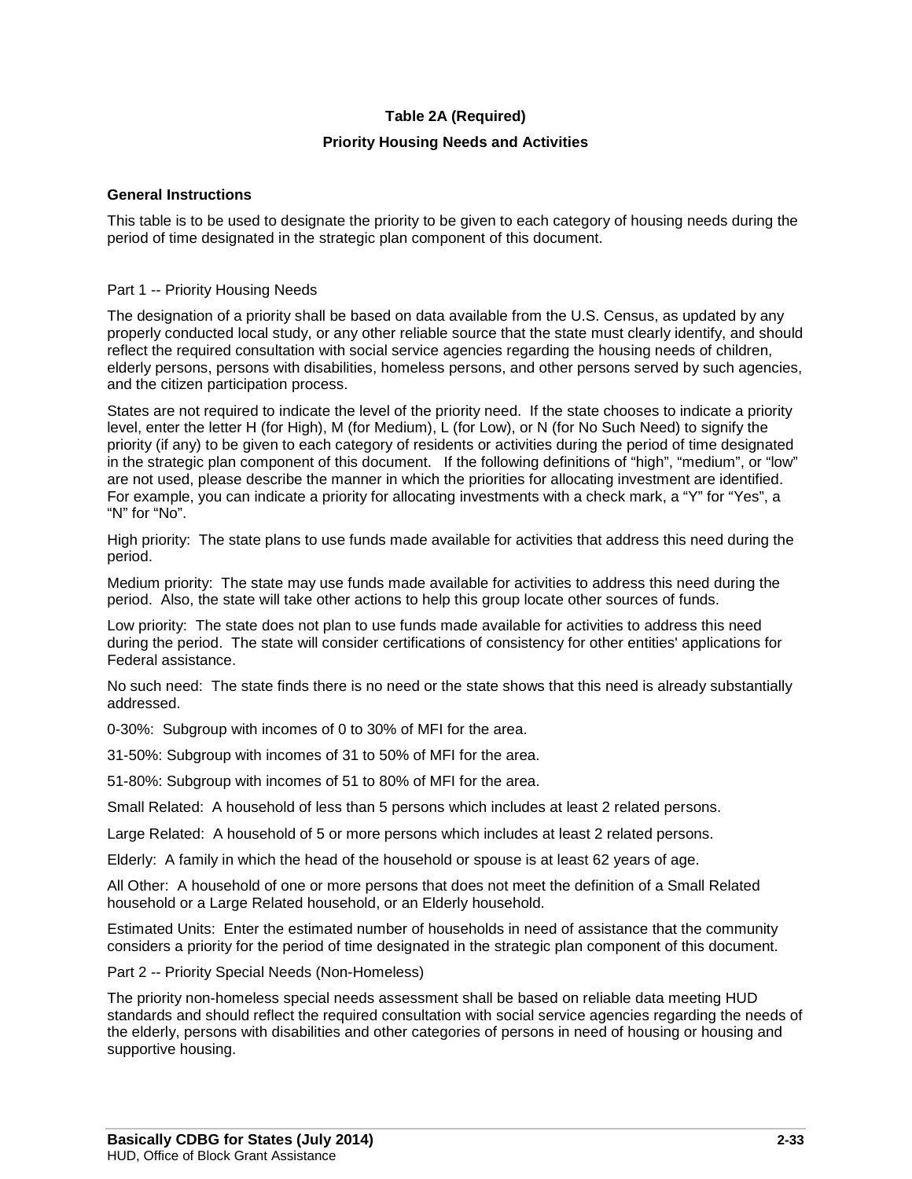## Table 2A (Required)

### Priority Housing Needs and Activities

**General Instructions**

This table is to be used to designate the priority to be given to each category of housing needs during the period of time designated in the strategic plan component of this document.

Part 1 -- Priority Housing Needs

The designation of a priority shall be based on data available from the U.S. Census, as updated by any properly conducted local study, or any other reliable source that the state must clearly identify, and should reflect the required consultation with social service agencies regarding the housing needs of children, elderly persons, persons with disabilities, homeless persons, and other persons served by such agencies, and the citizen participation process.

States are not required to indicate the level of the priority need. If the state chooses to indicate a priority level, enter the letter H (for High), M (for Medium), L (for Low), or N (for No Such Need) to signify the priority (if any) to be given to each category of residents or activities during the period of time designated in the strategic plan component of this document. If the following definitions of "high", "medium", or "low" are not used, please describe the manner in which the priorities for allocating investment are identified. For example, you can indicate a priority for allocating investments with a check mark, a "Y" for "Yes", a "N" for "No".

High priority: The state plans to use funds made available for activities that address this need during the period.

Medium priority: The state may use funds made available for activities to address this need during the period. Also, the state will take other actions to help this group locate other sources of funds.

Low priority: The state does not plan to use funds made available for activities to address this need during the period. The state will consider certifications of consistency for other entities' applications for Federal assistance.

No such need: The state finds there is no need or the state shows that this need is already substantially addressed.

0-30%: Subgroup with incomes of 0 to 30% of MFI for the area.

31-50%: Subgroup with incomes of 31 to 50% of MFI for the area.

51-80%: Subgroup with incomes of 51 to 80% of MFI for the area.

Small Related: A household of less than 5 persons which includes at least 2 related persons.

Large Related: A household of 5 or more persons which includes at least 2 related persons.

Elderly: A family in which the head of the household or spouse is at least 62 years of age.

All Other: A household of one or more persons that does not meet the definition of a Small Related household or a Large Related household, or an Elderly household.

Estimated Units: Enter the estimated number of households in need of assistance that the community considers a priority for the period of time designated in the strategic plan component of this document.

Part 2 -- Priority Special Needs (Non-Homeless)

The priority non-homeless special needs assessment shall be based on reliable data meeting HUD standards and should reflect the required consultation with social service agencies regarding the needs of the elderly, persons with disabilities and other categories of persons in need of housing or housing and supportive housing.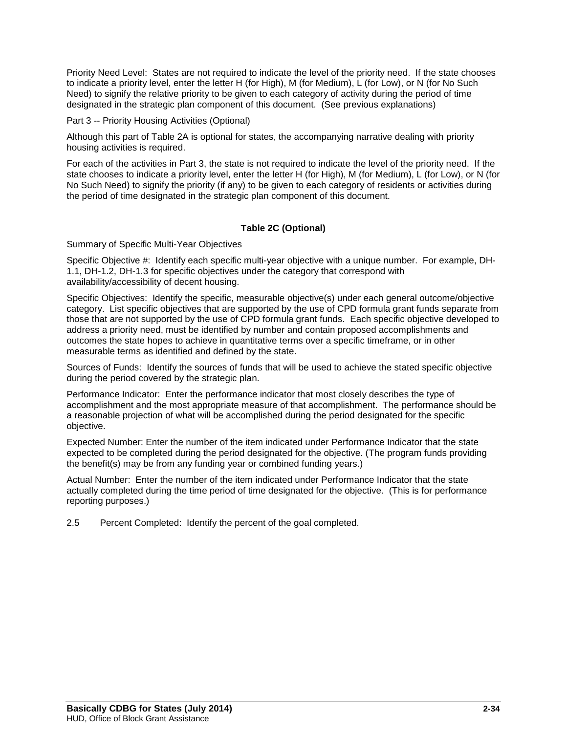Priority Need Level: States are not required to indicate the level of the priority need. If the state chooses to indicate a priority level, enter the letter H (for High), M (for Medium), L (for Low), or N (for No Such Need) to signify the relative priority to be given to each category of activity during the period of time designated in the strategic plan component of this document. (See previous explanations)

Part 3 -- Priority Housing Activities (Optional)

Although this part of Table 2A is optional for states, the accompanying narrative dealing with priority housing activities is required.

For each of the activities in Part 3, the state is not required to indicate the level of the priority need. If the state chooses to indicate a priority level, enter the letter H (for High), M (for Medium), L (for Low), or N (for No Such Need) to signify the priority (if any) to be given to each category of residents or activities during the period of time designated in the strategic plan component of this document.

**Table 2C (Optional)**

Summary of Specific Multi-Year Objectives

Specific Objective #: Identify each specific multi-year objective with a unique number. For example, DH-1.1, DH-1.2, DH-1.3 for specific objectives under the category that correspond with availability/accessibility of decent housing.

Specific Objectives: Identify the specific, measurable objective(s) under each general outcome/objective category. List specific objectives that are supported by the use of CPD formula grant funds separate from those that are not supported by the use of CPD formula grant funds. Each specific objective developed to address a priority need, must be identified by number and contain proposed accomplishments and outcomes the state hopes to achieve in quantitative terms over a specific timeframe, or in other measurable terms as identified and defined by the state.

Sources of Funds: Identify the sources of funds that will be used to achieve the stated specific objective during the period covered by the strategic plan.

Performance Indicator: Enter the performance indicator that most closely describes the type of accomplishment and the most appropriate measure of that accomplishment. The performance should be a reasonable projection of what will be accomplished during the period designated for the specific objective.

Expected Number: Enter the number of the item indicated under Performance Indicator that the state expected to be completed during the period designated for the objective. (The program funds providing the benefit(s) may be from any funding year or combined funding years.)

Actual Number: Enter the number of the item indicated under Performance Indicator that the state actually completed during the time period of time designated for the objective. (This is for performance reporting purposes.)

2.5 Percent Completed: Identify the percent of the goal completed.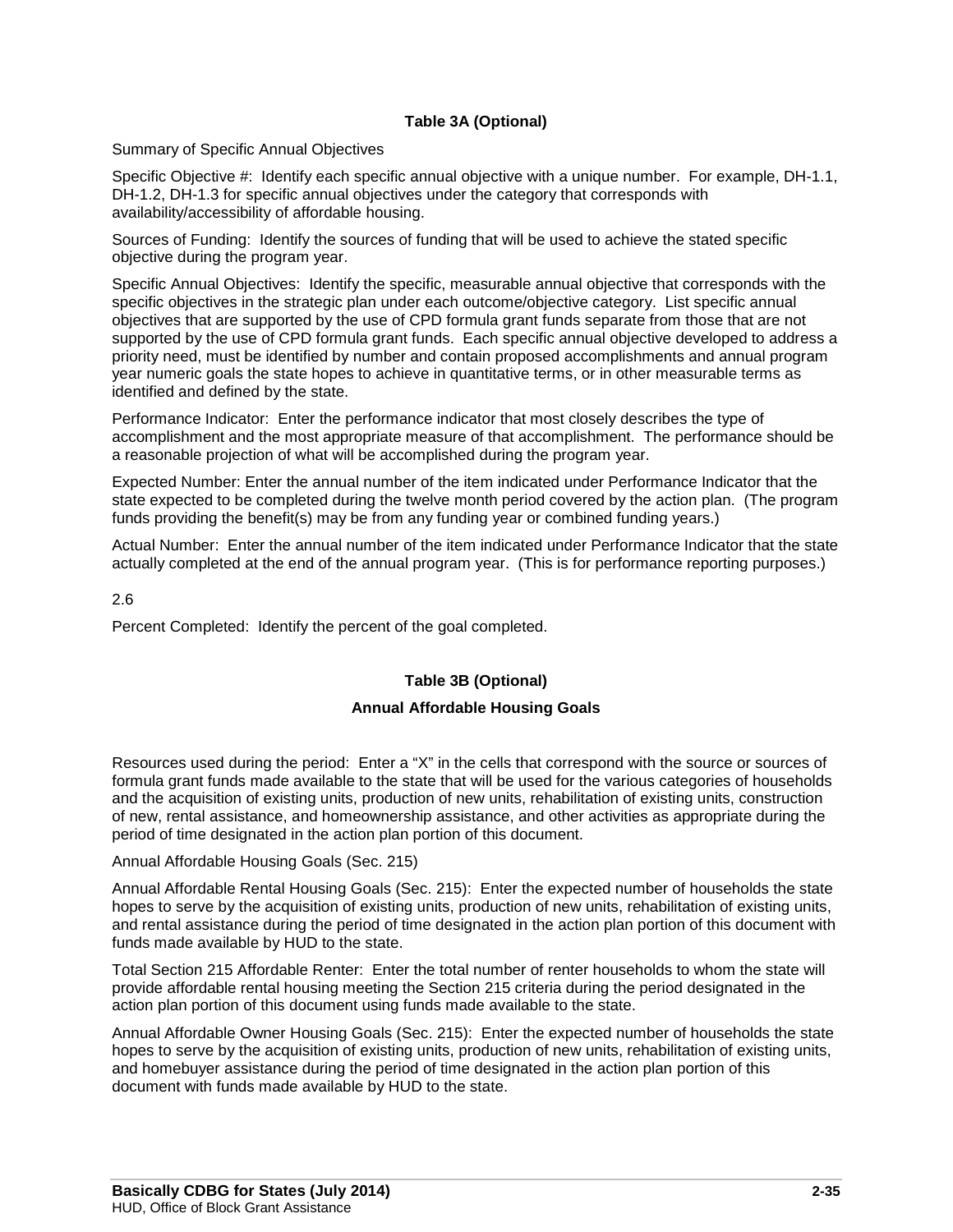### Table 3A (Optional)

Summary of Specific Annual Objectives

Specific Objective #: Identify each specific annual objective with a unique number. For example, DH-1.1, DH-1.2, DH-1.3 for specific annual objectives under the category that corresponds with availability/accessibility of affordable housing.

Sources of Funding: Identify the sources of funding that will be used to achieve the stated specific objective during the program year.

Specific Annual Objectives: Identify the specific, measurable annual objective that corresponds with the specific objectives in the strategic plan under each outcome/objective category. List specific annual objectives that are supported by the use of CPD formula grant funds separate from those that are not supported by the use of CPD formula grant funds. Each specific annual objective developed to address a priority need, must be identified by number and contain proposed accomplishments and annual program year numeric goals the state hopes to achieve in quantitative terms, or in other measurable terms as identified and defined by the state.

Performance Indicator: Enter the performance indicator that most closely describes the type of accomplishment and the most appropriate measure of that accomplishment. The performance should be a reasonable projection of what will be accomplished during the program year.

Expected Number: Enter the annual number of the item indicated under Performance Indicator that the state expected to be completed during the twelve month period covered by the action plan. (The program funds providing the benefit(s) may be from any funding year or combined funding years.)

Actual Number: Enter the annual number of the item indicated under Performance Indicator that the state actually completed at the end of the annual program year. (This is for performance reporting purposes.)

2.6

Percent Completed: Identify the percent of the goal completed.

### Table 3B (Optional)

### Annual Affordable Housing Goals

Resources used during the period: Enter a "X" in the cells that correspond with the source or sources of formula grant funds made available to the state that will be used for the various categories of households and the acquisition of existing units, production of new units, rehabilitation of existing units, construction of new, rental assistance, and homeownership assistance, and other activities as appropriate during the period of time designated in the action plan portion of this document.

Annual Affordable Housing Goals (Sec. 215)

Annual Affordable Rental Housing Goals (Sec. 215): Enter the expected number of households the state hopes to serve by the acquisition of existing units, production of new units, rehabilitation of existing units, and rental assistance during the period of time designated in the action plan portion of this document with funds made available by HUD to the state.

Total Section 215 Affordable Renter: Enter the total number of renter households to whom the state will provide affordable rental housing meeting the Section 215 criteria during the period designated in the action plan portion of this document using funds made available to the state.

Annual Affordable Owner Housing Goals (Sec. 215): Enter the expected number of households the state hopes to serve by the acquisition of existing units, production of new units, rehabilitation of existing units, and homebuyer assistance during the period of time designated in the action plan portion of this document with funds made available by HUD to the state.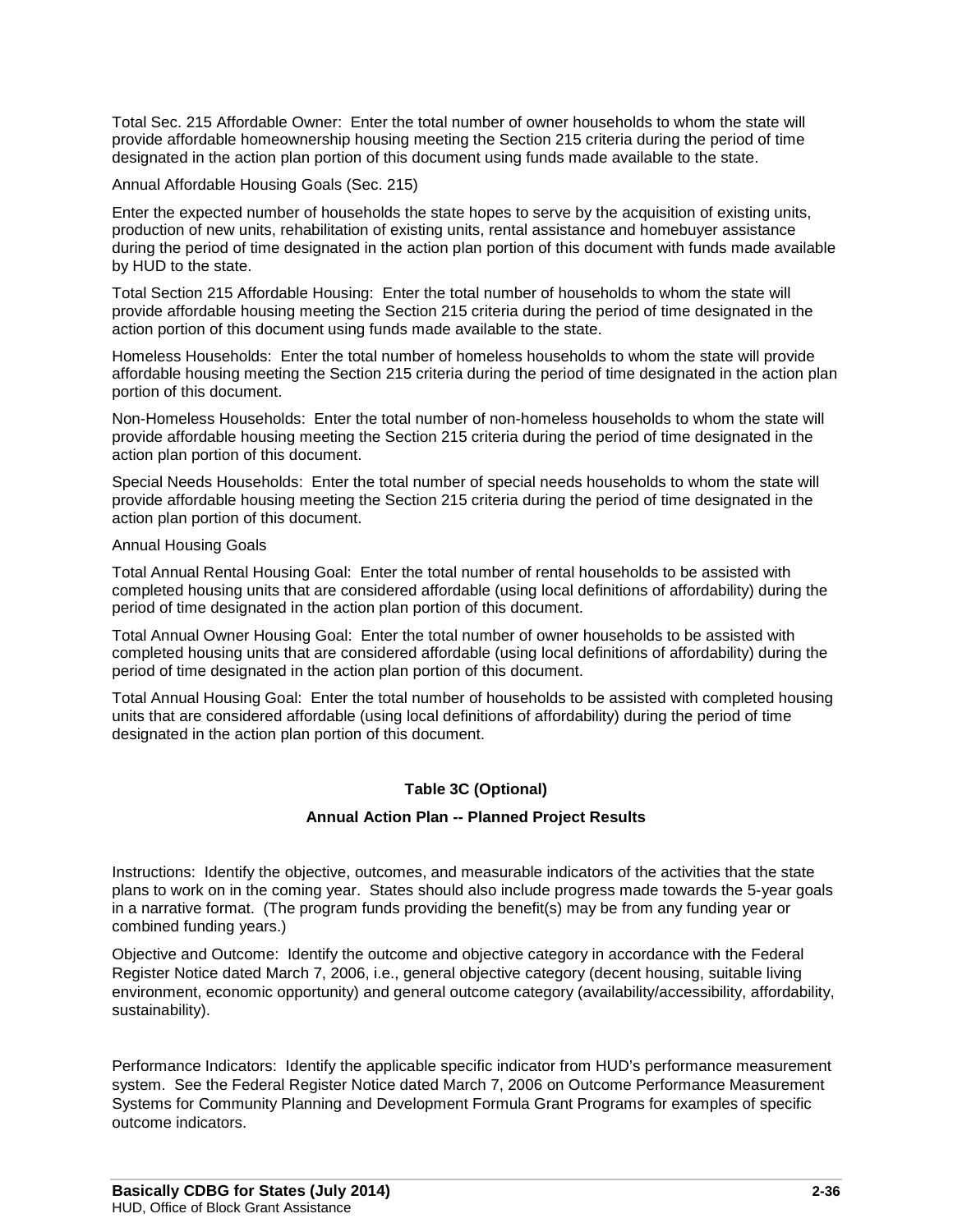Total Sec. 215 Affordable Owner: Enter the total number of owner households to whom the state will provide affordable homeownership housing meeting the Section 215 criteria during the period of time designated in the action plan portion of this document using funds made available to the state.

Annual Affordable Housing Goals (Sec. 215)

Enter the expected number of households the state hopes to serve by the acquisition of existing units, production of new units, rehabilitation of existing units, rental assistance and homebuyer assistance during the period of time designated in the action plan portion of this document with funds made available by HUD to the state.

Total Section 215 Affordable Housing: Enter the total number of households to whom the state will provide affordable housing meeting the Section 215 criteria during the period of time designated in the action portion of this document using funds made available to the state.

Homeless Households: Enter the total number of homeless households to whom the state will provide affordable housing meeting the Section 215 criteria during the period of time designated in the action plan portion of this document.

Non-Homeless Households: Enter the total number of non-homeless households to whom the state will provide affordable housing meeting the Section 215 criteria during the period of time designated in the action plan portion of this document.

Special Needs Households: Enter the total number of special needs households to whom the state will provide affordable housing meeting the Section 215 criteria during the period of time designated in the action plan portion of this document.

Annual Housing Goals

Total Annual Rental Housing Goal: Enter the total number of rental households to be assisted with completed housing units that are considered affordable (using local definitions of affordability) during the period of time designated in the action plan portion of this document.

Total Annual Owner Housing Goal: Enter the total number of owner households to be assisted with completed housing units that are considered affordable (using local definitions of affordability) during the period of time designated in the action plan portion of this document.

Total Annual Housing Goal: Enter the total number of households to be assisted with completed housing units that are considered affordable (using local definitions of affordability) during the period of time designated in the action plan portion of this document.

**Table 3C (Optional)**

**Annual Action Plan -- Planned Project Results**

Instructions: Identify the objective, outcomes, and measurable indicators of the activities that the state plans to work on in the coming year. States should also include progress made towards the 5-year goals in a narrative format. (The program funds providing the benefit(s) may be from any funding year or combined funding years.)

Objective and Outcome: Identify the outcome and objective category in accordance with the Federal Register Notice dated March 7, 2006, i.e., general objective category (decent housing, suitable living environment, economic opportunity) and general outcome category (availability/accessibility, affordability, sustainability).

Performance Indicators: Identify the applicable specific indicator from HUD's performance measurement system. See the Federal Register Notice dated March 7, 2006 on Outcome Performance Measurement Systems for Community Planning and Development Formula Grant Programs for examples of specific outcome indicators.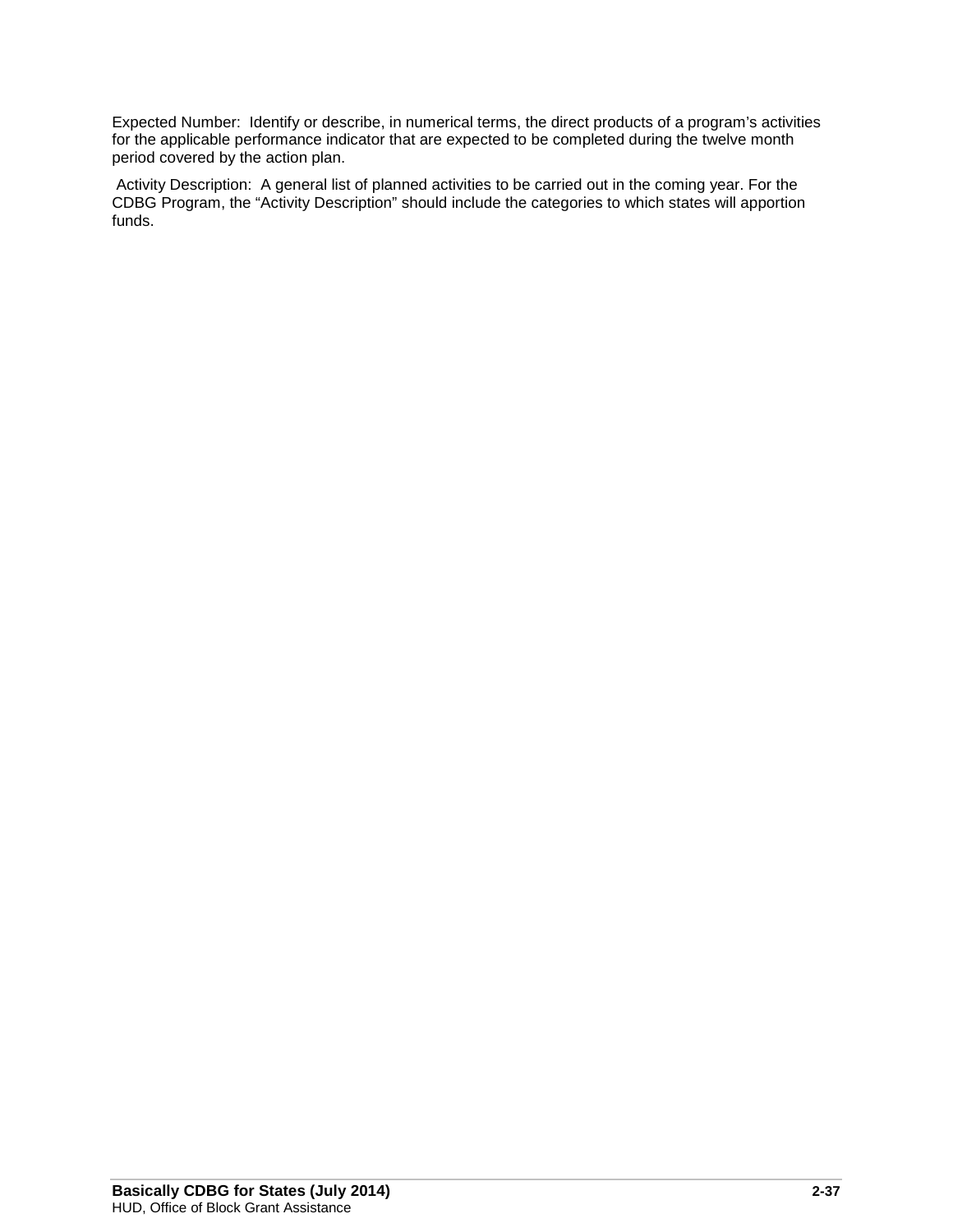Expected Number: Identify or describe, in numerical terms, the direct products of a program's activities for the applicable performance indicator that are expected to be completed during the twelve month period covered by the action plan.

Activity Description: A general list of planned activities to be carried out in the coming year. For the CDBG Program, the "Activity Description" should include the categories to which states will apportion funds.